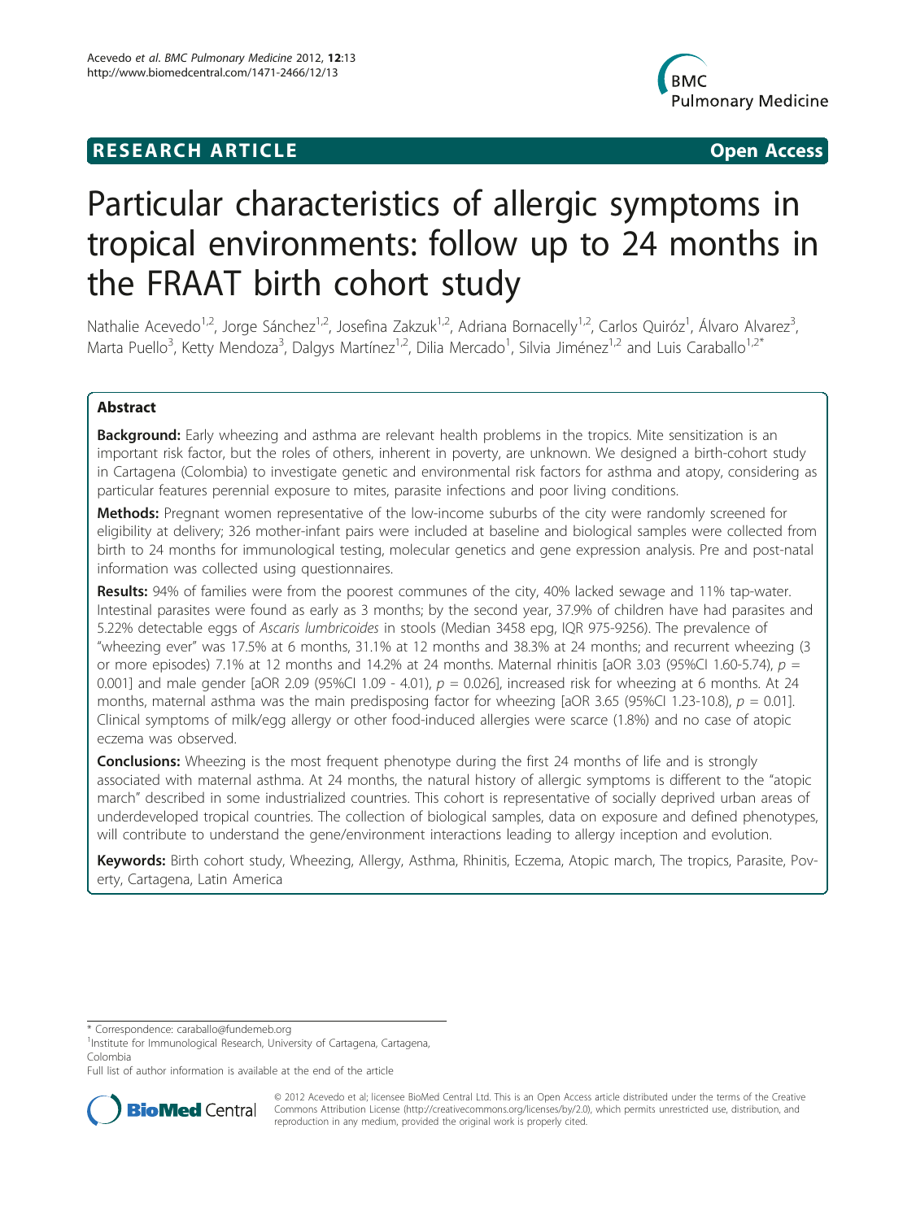RESEARCH ARTICLE

Open Access

# Particular characteristics of allergic symptoms in tropical environments: follow up to 24 months in the FRAAT birth cohort study

Nathalie Acevedo[1,2], Jorge Sánchez[1,2], Josefina Zakzuk[1,2], Adriana Bornacelly[1,2], Carlos Quiróz[1], Álvaro Alvarez[3], Marta Puello[3], Ketty Mendoza[3], Dalgys Martínez[1,2], Dilia Mercado[1], Silvia Jiménez[1,2] and Luis Caraballo[1,2*]

## Abstract

**Background:** Early wheezing and asthma are relevant health problems in the tropics. Mite sensitization is an important risk factor, but the roles of others, inherent in poverty, are unknown. We designed a birth-cohort study in Cartagena (Colombia) to investigate genetic and environmental risk factors for asthma and atopy, considering as particular features perennial exposure to mites, parasite infections and poor living conditions.

**Methods:** Pregnant women representative of the low-income suburbs of the city were randomly screened for eligibility at delivery; 326 mother-infant pairs were included at baseline and biological samples were collected from birth to 24 months for immunological testing, molecular genetics and gene expression analysis. Pre and post-natal information was collected using questionnaires.

**Results:** 94% of families were from the poorest communes of the city, 40% lacked sewage and 11% tap-water. Intestinal parasites were found as early as 3 months; by the second year, 37.9% of children have had parasites and 5.22% detectable eggs of *Ascaris lumbricoides* in stools (Median 3458 epg, IQR 975-9256). The prevalence of "wheezing ever" was 17.5% at 6 months, 31.1% at 12 months and 38.3% at 24 months; and recurrent wheezing (3 or more episodes) 7.1% at 12 months and 14.2% at 24 months. Maternal rhinitis [aOR 3.03 (95%CI 1.60-5.74), $p = 0.001$] and male gender [aOR 2.09 (95%CI 1.09 - 4.01), $p = 0.026$], increased risk for wheezing at 6 months. At 24 months, maternal asthma was the main predisposing factor for wheezing [aOR 3.65 (95%CI 1.23-10.8), $p = 0.01$]. Clinical symptoms of milk/egg allergy or other food-induced allergies were scarce (1.8%) and no case of atopic eczema was observed.

**Conclusions:** Wheezing is the most frequent phenotype during the first 24 months of life and is strongly associated with maternal asthma. At 24 months, the natural history of allergic symptoms is different to the "atopic march" described in some industrialized countries. This cohort is representative of socially deprived urban areas of underdeveloped tropical countries. The collection of biological samples, data on exposure and defined phenotypes, will contribute to understand the gene/environment interactions leading to allergy inception and evolution.

**Keywords:** Birth cohort study, Wheezing, Allergy, Asthma, Rhinitis, Eczema, Atopic march, The tropics, Parasite, Poverty, Cartagena, Latin America

---

* Correspondence: caraballo@fundemeb.org

[1]Institute for Immunological Research, University of Cartagena, Cartagena, Colombia

Full list of author information is available at the end of the article

© 2012 Acevedo et al; licensee BioMed Central Ltd. This is an Open Access article distributed under the terms of the Creative Commons Attribution License (http://creativecommons.org/licenses/by/2.0), which permits unrestricted use, distribution, and reproduction in any medium, provided the original work is properly cited.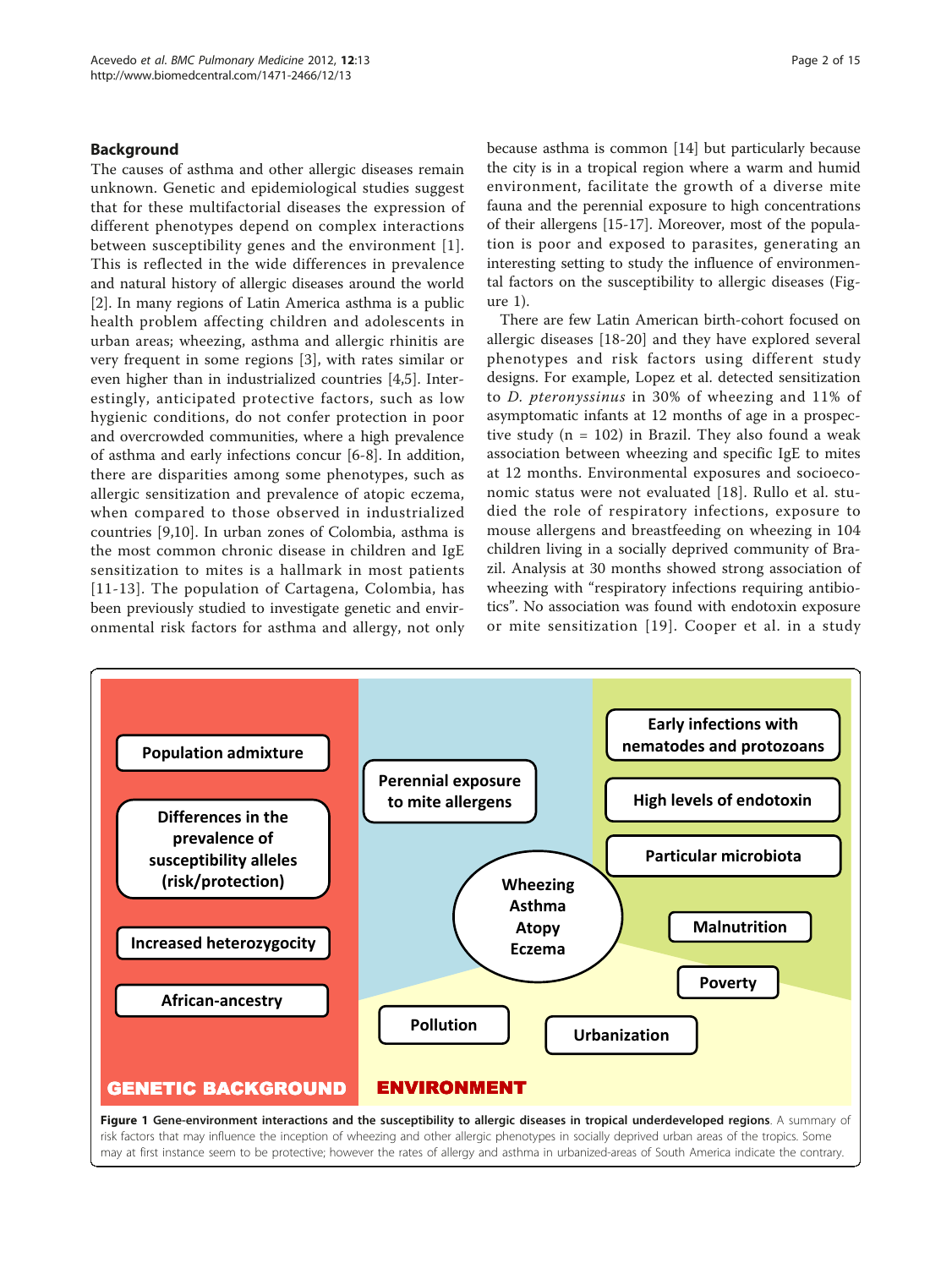## Background

The causes of asthma and other allergic diseases remain unknown. Genetic and epidemiological studies suggest that for these multifactorial diseases the expression of different phenotypes depend on complex interactions between susceptibility genes and the environment [1]. This is reflected in the wide differences in prevalence and natural history of allergic diseases around the world [2]. In many regions of Latin America asthma is a public health problem affecting children and adolescents in urban areas; wheezing, asthma and allergic rhinitis are very frequent in some regions [3], with rates similar or even higher than in industrialized countries [4,5]. Interestingly, anticipated protective factors, such as low hygienic conditions, do not confer protection in poor and overcrowded communities, where a high prevalence of asthma and early infections concur [6-8]. In addition, there are disparities among some phenotypes, such as allergic sensitization and prevalence of atopic eczema, when compared to those observed in industrialized countries [9,10]. In urban zones of Colombia, asthma is the most common chronic disease in children and IgE sensitization to mites is a hallmark in most patients [11-13]. The population of Cartagena, Colombia, has been previously studied to investigate genetic and environmental risk factors for asthma and allergy, not only because asthma is common [14] but particularly because the city is in a tropical region where a warm and humid environment, facilitate the growth of a diverse mite fauna and the perennial exposure to high concentrations of their allergens [15-17]. Moreover, most of the population is poor and exposed to parasites, generating an interesting setting to study the influence of environmental factors on the susceptibility to allergic diseases (Figure 1).

There are few Latin American birth-cohort focused on allergic diseases [18-20] and they have explored several phenotypes and risk factors using different study designs. For example, Lopez et al. detected sensitization to *D. pteronyssinus* in 30% of wheezing and 11% of asymptomatic infants at 12 months of age in a prospective study (n = 102) in Brazil. They also found a weak association between wheezing and specific IgE to mites at 12 months. Environmental exposures and socioeconomic status were not evaluated [18]. Rullo et al. studied the role of respiratory infections, exposure to mouse allergens and breastfeeding on wheezing in 104 children living in a socially deprived community of Brazil. Analysis at 30 months showed strong association of wheezing with "respiratory infections requiring antibiotics". No association was found with endotoxin exposure or mite sensitization [19]. Cooper et al. in a study

| GENETIC BACKGROUND | ENVIRONMENT |
| --- | --- |
| Population admixture | Perennial exposure to mite allergens |
| Differences in the prevalence of susceptibility alleles (risk/protection) | Early infections with nematodes and protozoans |
| Increased heterozygocity | High levels of endotoxin |
| African-ancestry | Particular microbiota |
| | Malnutrition |
| | Poverty |
| | Pollution |
| | Urbanization |

Central outcome: Wheezing, Asthma, Atopy, Eczema

**Figure 1 Gene-environment interactions and the susceptibility to allergic diseases in tropical underdeveloped regions**. A summary of risk factors that may influence the inception of wheezing and other allergic phenotypes in socially deprived urban areas of the tropics. Some may at first instance seem to be protective; however the rates of allergy and asthma in urbanized-areas of South America indicate the contrary.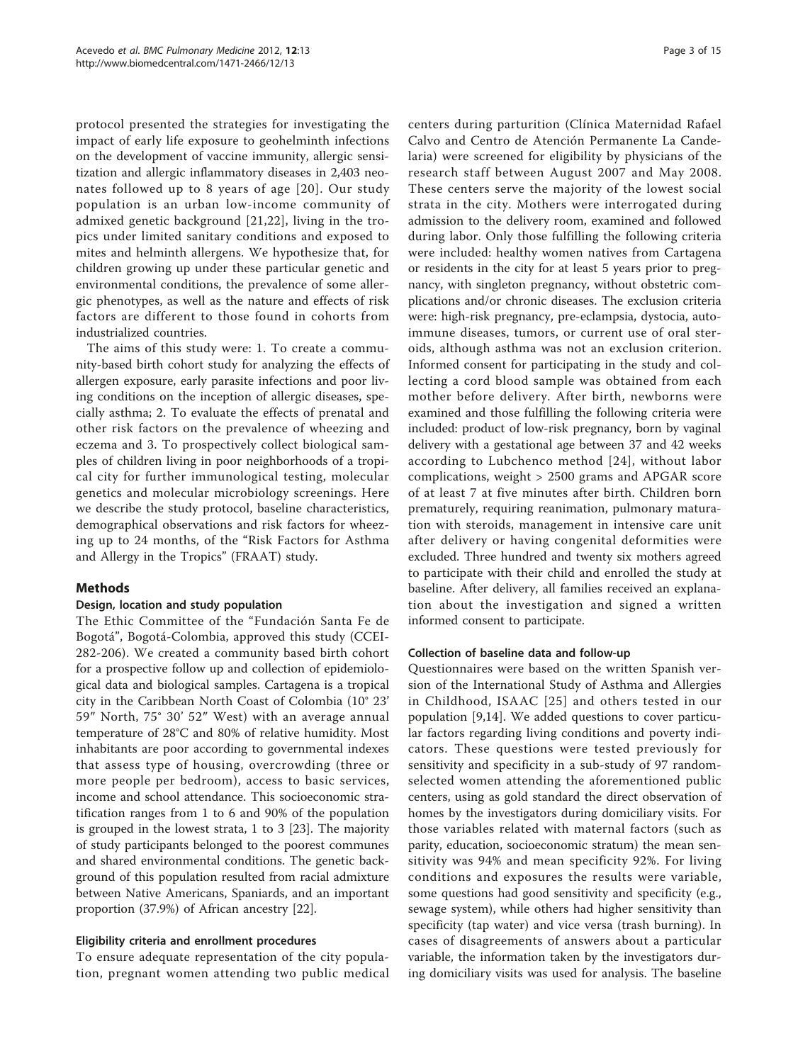protocol presented the strategies for investigating the impact of early life exposure to geohelminth infections on the development of vaccine immunity, allergic sensitization and allergic inflammatory diseases in 2,403 neonates followed up to 8 years of age [20]. Our study population is an urban low-income community of admixed genetic background [21,22], living in the tropics under limited sanitary conditions and exposed to mites and helminth allergens. We hypothesize that, for children growing up under these particular genetic and environmental conditions, the prevalence of some allergic phenotypes, as well as the nature and effects of risk factors are different to those found in cohorts from industrialized countries.

The aims of this study were: 1. To create a community-based birth cohort study for analyzing the effects of allergen exposure, early parasite infections and poor living conditions on the inception of allergic diseases, specially asthma; 2. To evaluate the effects of prenatal and other risk factors on the prevalence of wheezing and eczema and 3. To prospectively collect biological samples of children living in poor neighborhoods of a tropical city for further immunological testing, molecular genetics and molecular microbiology screenings. Here we describe the study protocol, baseline characteristics, demographical observations and risk factors for wheezing up to 24 months, of the "Risk Factors for Asthma and Allergy in the Tropics" (FRAAT) study.

## Methods

### Design, location and study population

The Ethic Committee of the "Fundación Santa Fe de Bogotá", Bogotá-Colombia, approved this study (CCEI-282-206). We created a community based birth cohort for a prospective follow up and collection of epidemiological data and biological samples. Cartagena is a tropical city in the Caribbean North Coast of Colombia (10° 23' 59" North, 75° 30' 52" West) with an average annual temperature of 28°C and 80% of relative humidity. Most inhabitants are poor according to governmental indexes that assess type of housing, overcrowding (three or more people per bedroom), access to basic services, income and school attendance. This socioeconomic stratification ranges from 1 to 6 and 90% of the population is grouped in the lowest strata, 1 to 3 [23]. The majority of study participants belonged to the poorest communes and shared environmental conditions. The genetic background of this population resulted from racial admixture between Native Americans, Spaniards, and an important proportion (37.9%) of African ancestry [22].

### Eligibility criteria and enrollment procedures

To ensure adequate representation of the city population, pregnant women attending two public medical centers during parturition (Clínica Maternidad Rafael Calvo and Centro de Atención Permanente La Candelaria) were screened for eligibility by physicians of the research staff between August 2007 and May 2008. These centers serve the majority of the lowest social strata in the city. Mothers were interrogated during admission to the delivery room, examined and followed during labor. Only those fulfilling the following criteria were included: healthy women natives from Cartagena or residents in the city for at least 5 years prior to pregnancy, with singleton pregnancy, without obstetric complications and/or chronic diseases. The exclusion criteria were: high-risk pregnancy, pre-eclampsia, dystocia, autoimmune diseases, tumors, or current use of oral steroids, although asthma was not an exclusion criterion. Informed consent for participating in the study and collecting a cord blood sample was obtained from each mother before delivery. After birth, newborns were examined and those fulfilling the following criteria were included: product of low-risk pregnancy, born by vaginal delivery with a gestational age between 37 and 42 weeks according to Lubchenco method [24], without labor complications, weight > 2500 grams and APGAR score of at least 7 at five minutes after birth. Children born prematurely, requiring reanimation, pulmonary maturation with steroids, management in intensive care unit after delivery or having congenital deformities were excluded. Three hundred and twenty six mothers agreed to participate with their child and enrolled the study at baseline. After delivery, all families received an explanation about the investigation and signed a written informed consent to participate.

### Collection of baseline data and follow-up

Questionnaires were based on the written Spanish version of the International Study of Asthma and Allergies in Childhood, ISAAC [25] and others tested in our population [9,14]. We added questions to cover particular factors regarding living conditions and poverty indicators. These questions were tested previously for sensitivity and specificity in a sub-study of 97 random-selected women attending the aforementioned public centers, using as gold standard the direct observation of homes by the investigators during domiciliary visits. For those variables related with maternal factors (such as parity, education, socioeconomic stratum) the mean sensitivity was 94% and mean specificity 92%. For living conditions and exposures the results were variable, some questions had good sensitivity and specificity (e.g., sewage system), while others had higher sensitivity than specificity (tap water) and vice versa (trash burning). In cases of disagreements of answers about a particular variable, the information taken by the investigators during domiciliary visits was used for analysis. The baseline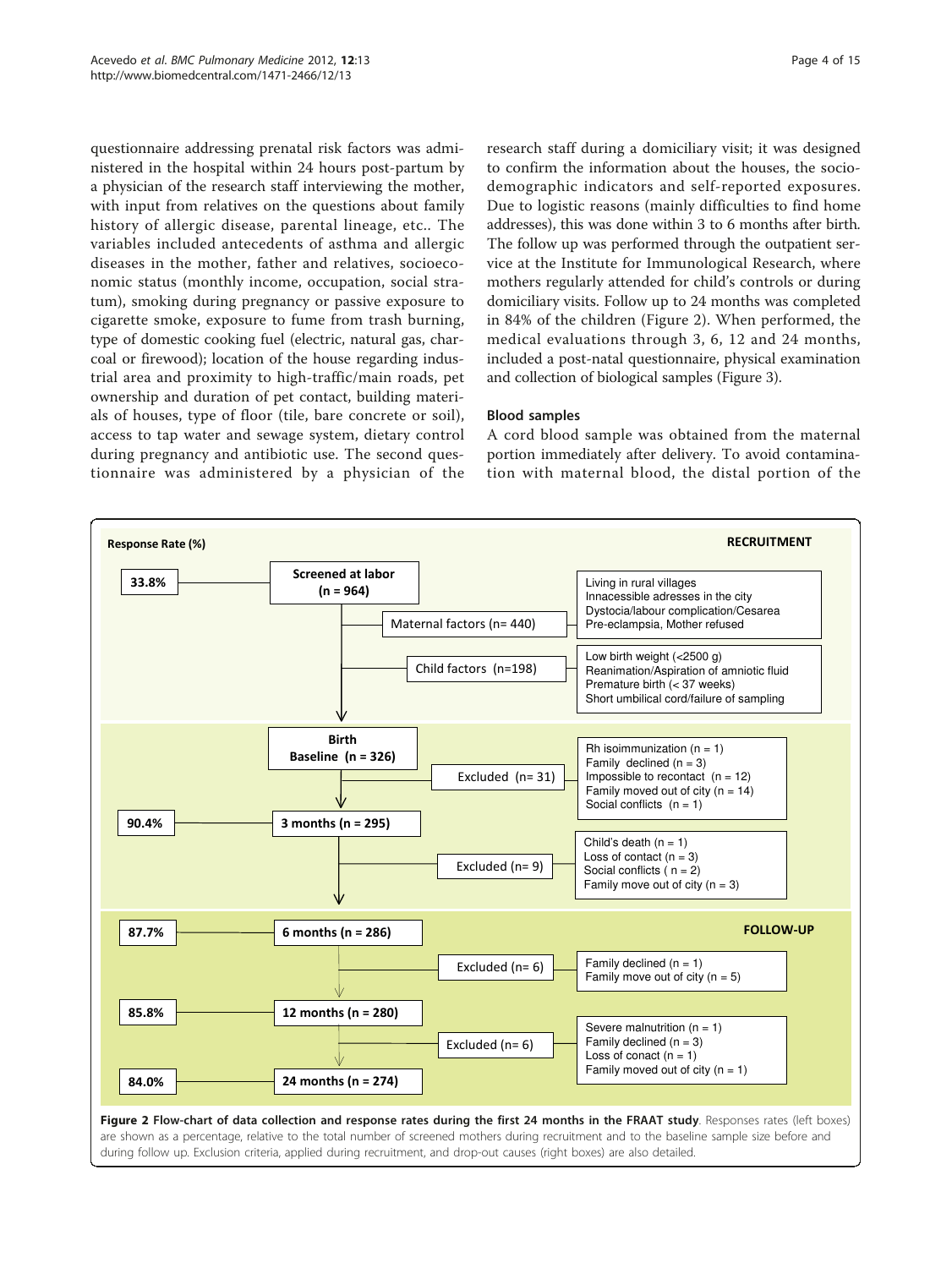questionnaire addressing prenatal risk factors was administered in the hospital within 24 hours post-partum by a physician of the research staff interviewing the mother, with input from relatives on the questions about family history of allergic disease, parental lineage, etc.. The variables included antecedents of asthma and allergic diseases in the mother, father and relatives, socioeconomic status (monthly income, occupation, social stratum), smoking during pregnancy or passive exposure to cigarette smoke, exposure to fume from trash burning, type of domestic cooking fuel (electric, natural gas, charcoal or firewood); location of the house regarding industrial area and proximity to high-traffic/main roads, pet ownership and duration of pet contact, building materials of houses, type of floor (tile, bare concrete or soil), access to tap water and sewage system, dietary control during pregnancy and antibiotic use. The second questionnaire was administered by a physician of the research staff during a domiciliary visit; it was designed to confirm the information about the houses, the socio-demographic indicators and self-reported exposures. Due to logistic reasons (mainly difficulties to find home addresses), this was done within 3 to 6 months after birth. The follow up was performed through the outpatient service at the Institute for Immunological Research, where mothers regularly attended for child's controls or during domiciliary visits. Follow up to 24 months was completed in 84% of the children (Figure 2). When performed, the medical evaluations through 3, 6, 12 and 24 months, included a post-natal questionnaire, physical examination and collection of biological samples (Figure 3).

### Blood samples

A cord blood sample was obtained from the maternal portion immediately after delivery. To avoid contamination with maternal blood, the distal portion of the

**Figure 2 Flow-chart of data collection and response rates during the first 24 months in the FRAAT study**. Responses rates (left boxes) are shown as a percentage, relative to the total number of screened mothers during recruitment and to the baseline sample size before and during follow up. Exclusion criteria, applied during recruitment, and drop-out causes (right boxes) are also detailed.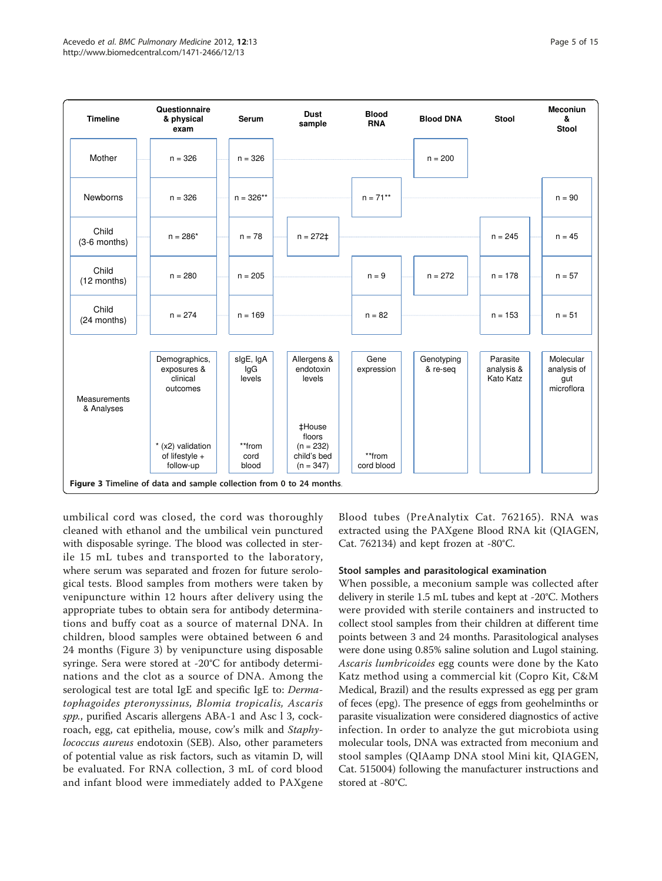| Timeline | Questionnaire & physical exam | Serum | Dust sample | Blood RNA | Blood DNA | Stool | Meconiun & Stool |
|---|---|---|---|---|---|---|---|
| Mother | n = 326 | n = 326 | | | n = 200 | | |
| Newborns | n = 326 | n = 326** | | n = 71** | | | n = 90 |
| Child (3-6 months) | n = 286* | n = 78 | n = 272‡ | | | n = 245 | n = 45 |
| Child (12 months) | n = 280 | n = 205 | | n = 9 | n = 272 | n = 178 | n = 57 |
| Child (24 months) | n = 274 | n = 169 | | n = 82 | | n = 153 | n = 51 |
| Measurements & Analyses | Demographics, exposures & clinical outcomes<br>* (x2) validation of lifestyle + follow-up | sIgE, IgA IgG levels<br>**from cord blood | Allergens & endotoxin levels<br>‡House floors (n = 232) child's bed (n = 347) | Gene expression<br>**from cord blood | Genotyping & re-seq | Parasite analysis & Kato Katz | Molecular analysis of gut microflora |

**Figure 3** Timeline of data and sample collection from 0 to 24 months.

umbilical cord was closed, the cord was thoroughly cleaned with ethanol and the umbilical vein punctured with disposable syringe. The blood was collected in sterile 15 mL tubes and transported to the laboratory, where serum was separated and frozen for future serological tests. Blood samples from mothers were taken by venipuncture within 12 hours after delivery using the appropriate tubes to obtain sera for antibody determinations and buffy coat as a source of maternal DNA. In children, blood samples were obtained between 6 and 24 months (Figure 3) by venipuncture using disposable syringe. Sera were stored at -20°C for antibody determinations and the clot as a source of DNA. Among the serological test are total IgE and specific IgE to: *Dermatophagoides pteronyssinus, Blomia tropicalis, Ascaris spp.*, purified Ascaris allergens ABA-1 and Asc l 3, cockroach, egg, cat epithelia, mouse, cow's milk and *Staphylococcus aureus* endotoxin (SEB). Also, other parameters of potential value as risk factors, such as vitamin D, will be evaluated. For RNA collection, 3 mL of cord blood and infant blood were immediately added to PAXgene Blood tubes (PreAnalytix Cat. 762165). RNA was extracted using the PAXgene Blood RNA kit (QIAGEN, Cat. 762134) and kept frozen at -80°C.

### Stool samples and parasitological examination

When possible, a meconium sample was collected after delivery in sterile 1.5 mL tubes and kept at -20°C. Mothers were provided with sterile containers and instructed to collect stool samples from their children at different time points between 3 and 24 months. Parasitological analyses were done using 0.85% saline solution and Lugol staining. *Ascaris lumbricoides* egg counts were done by the Kato Katz method using a commercial kit (Copro Kit, C&M Medical, Brazil) and the results expressed as egg per gram of feces (epg). The presence of eggs from geohelminths or parasite visualization were considered diagnostics of active infection. In order to analyze the gut microbiota using molecular tools, DNA was extracted from meconium and stool samples (QIAmp DNA stool Mini kit, QIAGEN, Cat. 515004) following the manufacturer instructions and stored at -80°C.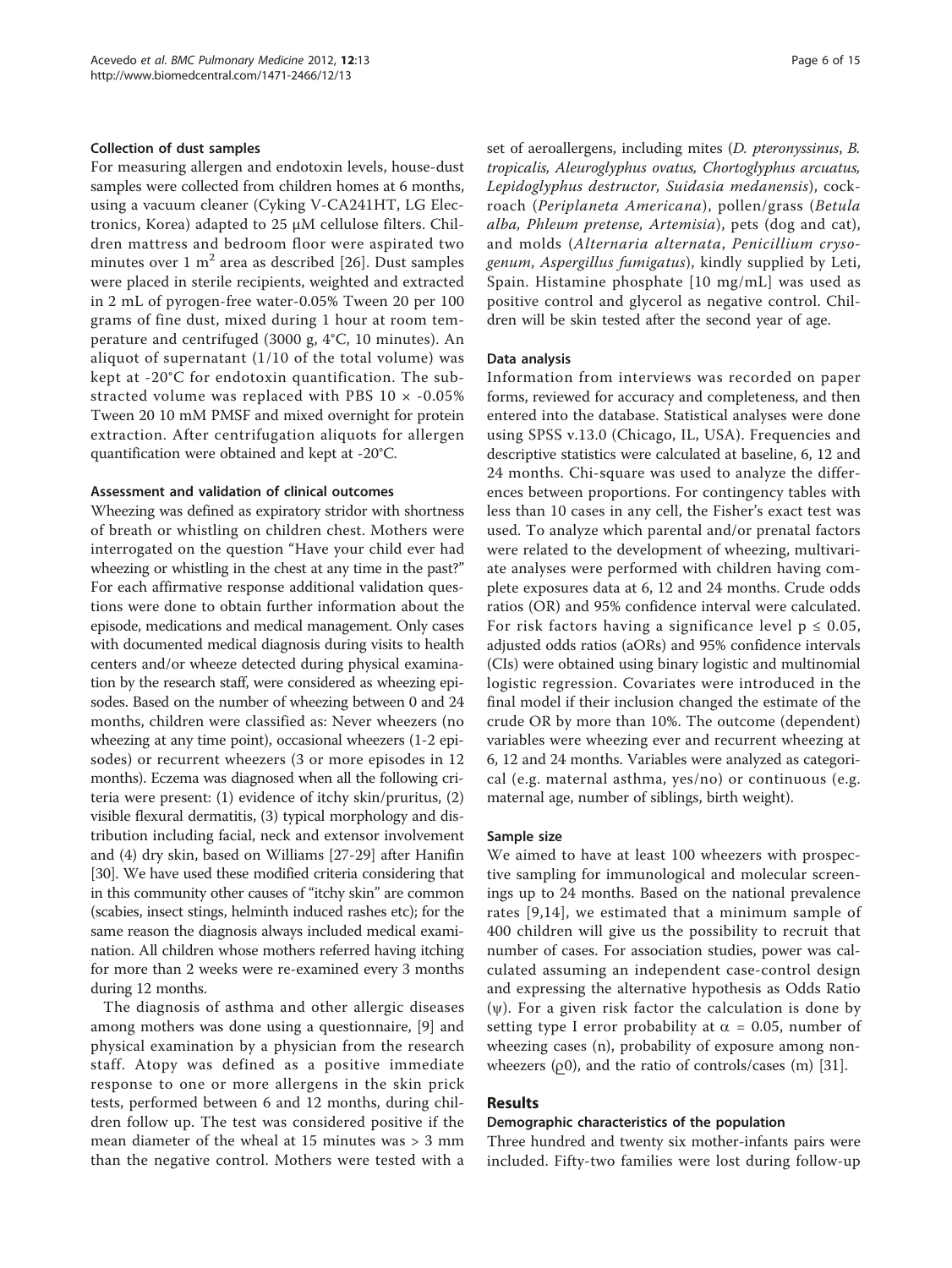### Collection of dust samples

For measuring allergen and endotoxin levels, house-dust samples were collected from children homes at 6 months, using a vacuum cleaner (Cyking V-CA241HT, LG Electronics, Korea) adapted to 25 μM cellulose filters. Children mattress and bedroom floor were aspirated two minutes over 1 $m^2$ area as described [26]. Dust samples were placed in sterile recipients, weighted and extracted in 2 mL of pyrogen-free water-0.05% Tween 20 per 100 grams of fine dust, mixed during 1 hour at room temperature and centrifuged (3000 g, 4°C, 10 minutes). An aliquot of supernatant (1/10 of the total volume) was kept at -20°C for endotoxin quantification. The substracted volume was replaced with PBS 10 × -0.05% Tween 20 10 mM PMSF and mixed overnight for protein extraction. After centrifugation aliquots for allergen quantification were obtained and kept at -20°C.

### Assessment and validation of clinical outcomes

Wheezing was defined as expiratory stridor with shortness of breath or whistling on children chest. Mothers were interrogated on the question "Have your child ever had wheezing or whistling in the chest at any time in the past?" For each affirmative response additional validation questions were done to obtain further information about the episode, medications and medical management. Only cases with documented medical diagnosis during visits to health centers and/or wheeze detected during physical examination by the research staff, were considered as wheezing episodes. Based on the number of wheezing between 0 and 24 months, children were classified as: Never wheezers (no wheezing at any time point), occasional wheezers (1-2 episodes) or recurrent wheezers (3 or more episodes in 12 months). Eczema was diagnosed when all the following criteria were present: (1) evidence of itchy skin/pruritus, (2) visible flexural dermatitis, (3) typical morphology and distribution including facial, neck and extensor involvement and (4) dry skin, based on Williams [27-29] after Hanifin [30]. We have used these modified criteria considering that in this community other causes of "itchy skin" are common (scabies, insect stings, helminth induced rashes etc); for the same reason the diagnosis always included medical examination. All children whose mothers referred having itching for more than 2 weeks were re-examined every 3 months during 12 months.

The diagnosis of asthma and other allergic diseases among mothers was done using a questionnaire, [9] and physical examination by a physician from the research staff. Atopy was defined as a positive immediate response to one or more allergens in the skin prick tests, performed between 6 and 12 months, during children follow up. The test was considered positive if the mean diameter of the wheal at 15 minutes was > 3 mm than the negative control. Mothers were tested with a set of aeroallergens, including mites (*D. pteronyssinus*, *B. tropicalis*, *Aleuroglyphus ovatus*, *Chortoglyphus arcuatus*, *Lepidoglyphus destructor*, *Suidasia medanensis*), cockroach (*Periplaneta Americana*), pollen/grass (*Betula alba*, *Phleum pretense*, *Artemisia*), pets (dog and cat), and molds (*Alternaria alternata*, *Penicillium crysogenum*, *Aspergillus fumigatus*), kindly supplied by Leti, Spain. Histamine phosphate [10 mg/mL] was used as positive control and glycerol as negative control. Children will be skin tested after the second year of age.

### Data analysis

Information from interviews was recorded on paper forms, reviewed for accuracy and completeness, and then entered into the database. Statistical analyses were done using SPSS v.13.0 (Chicago, IL, USA). Frequencies and descriptive statistics were calculated at baseline, 6, 12 and 24 months. Chi-square was used to analyze the differences between proportions. For contingency tables with less than 10 cases in any cell, the Fisher's exact test was used. To analyze which parental and/or prenatal factors were related to the development of wheezing, multivariate analyses were performed with children having complete exposures data at 6, 12 and 24 months. Crude odds ratios (OR) and 95% confidence interval were calculated. For risk factors having a significance level $p \leq 0.05$, adjusted odds ratios (aORs) and 95% confidence intervals (CIs) were obtained using binary logistic and multinomial logistic regression. Covariates were introduced in the final model if their inclusion changed the estimate of the crude OR by more than 10%. The outcome (dependent) variables were wheezing ever and recurrent wheezing at 6, 12 and 24 months. Variables were analyzed as categorical (e.g. maternal asthma, yes/no) or continuous (e.g. maternal age, number of siblings, birth weight).

### Sample size

We aimed to have at least 100 wheezers with prospective sampling for immunological and molecular screenings up to 24 months. Based on the national prevalence rates [9,14], we estimated that a minimum sample of 400 children will give us the possibility to recruit that number of cases. For association studies, power was calculated assuming an independent case-control design and expressing the alternative hypothesis as Odds Ratio ($\psi$). For a given risk factor the calculation is done by setting type I error probability at $\alpha = 0.05$, number of wheezing cases (n), probability of exposure among non-wheezers ($\rho 0$), and the ratio of controls/cases (m) [31].

## Results

### Demographic characteristics of the population

Three hundred and twenty six mother-infants pairs were included. Fifty-two families were lost during follow-up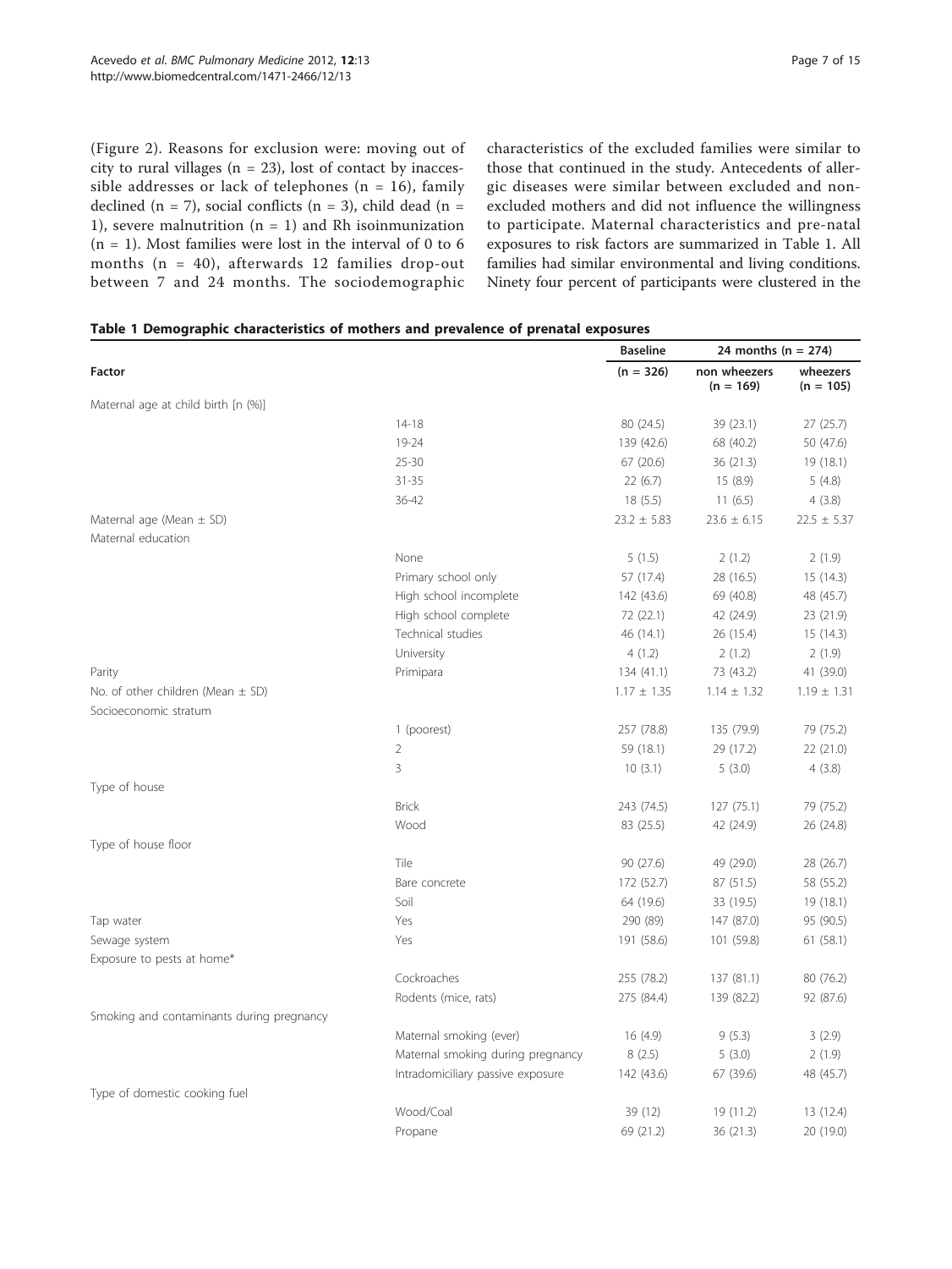(Figure 2). Reasons for exclusion were: moving out of city to rural villages (n = 23), lost of contact by inaccessible addresses or lack of telephones (n = 16), family declined (n = 7), social conflicts (n = 3), child dead (n = 1), severe malnutrition (n = 1) and Rh isoinmunization (n = 1). Most families were lost in the interval of 0 to 6 months (n = 40), afterwards 12 families drop-out between 7 and 24 months. The sociodemographic characteristics of the excluded families were similar to those that continued in the study. Antecedents of allergic diseases were similar between excluded and non-excluded mothers and did not influence the willingness to participate. Maternal characteristics and pre-natal exposures to risk factors are summarized in Table 1. All families had similar environmental and living conditions. Ninety four percent of participants were clustered in the

**Table 1 Demographic characteristics of mothers and prevalence of prenatal exposures**

| | | Baseline | 24 months (n = 274) | |
|---|---|---|---|---|
| Factor | | (n = 326) | non wheezers (n = 169) | wheezers (n = 105) |
| Maternal age at child birth [n (%)] | | | | |
| | 14-18 | 80 (24.5) | 39 (23.1) | 27 (25.7) |
| | 19-24 | 139 (42.6) | 68 (40.2) | 50 (47.6) |
| | 25-30 | 67 (20.6) | 36 (21.3) | 19 (18.1) |
| | 31-35 | 22 (6.7) | 15 (8.9) | 5 (4.8) |
| | 36-42 | 18 (5.5) | 11 (6.5) | 4 (3.8) |
| Maternal age (Mean ± SD) | | 23.2 ± 5.83 | 23.6 ± 6.15 | 22.5 ± 5.37 |
| Maternal education | | | | |
| | None | 5 (1.5) | 2 (1.2) | 2 (1.9) |
| | Primary school only | 57 (17.4) | 28 (16.5) | 15 (14.3) |
| | High school incomplete | 142 (43.6) | 69 (40.8) | 48 (45.7) |
| | High school complete | 72 (22.1) | 42 (24.9) | 23 (21.9) |
| | Technical studies | 46 (14.1) | 26 (15.4) | 15 (14.3) |
| | University | 4 (1.2) | 2 (1.2) | 2 (1.9) |
| Parity | Primipara | 134 (41.1) | 73 (43.2) | 41 (39.0) |
| No. of other children (Mean ± SD) | | 1.17 ± 1.35 | 1.14 ± 1.32 | 1.19 ± 1.31 |
| Socioeconomic stratum | | | | |
| | 1 (poorest) | 257 (78.8) | 135 (79.9) | 79 (75.2) |
| | 2 | 59 (18.1) | 29 (17.2) | 22 (21.0) |
| | 3 | 10 (3.1) | 5 (3.0) | 4 (3.8) |
| Type of house | | | | |
| | Brick | 243 (74.5) | 127 (75.1) | 79 (75.2) |
| | Wood | 83 (25.5) | 42 (24.9) | 26 (24.8) |
| Type of house floor | | | | |
| | Tile | 90 (27.6) | 49 (29.0) | 28 (26.7) |
| | Bare concrete | 172 (52.7) | 87 (51.5) | 58 (55.2) |
| | Soil | 64 (19.6) | 33 (19.5) | 19 (18.1) |
| Tap water | Yes | 290 (89) | 147 (87.0) | 95 (90.5) |
| Sewage system | Yes | 191 (58.6) | 101 (59.8) | 61 (58.1) |
| Exposure to pests at home* | | | | |
| | Cockroaches | 255 (78.2) | 137 (81.1) | 80 (76.2) |
| | Rodents (mice, rats) | 275 (84.4) | 139 (82.2) | 92 (87.6) |
| Smoking and contaminants during pregnancy | | | | |
| | Maternal smoking (ever) | 16 (4.9) | 9 (5.3) | 3 (2.9) |
| | Maternal smoking during pregnancy | 8 (2.5) | 5 (3.0) | 2 (1.9) |
| | Intradomiciliary passive exposure | 142 (43.6) | 67 (39.6) | 48 (45.7) |
| Type of domestic cooking fuel | | | | |
| | Wood/Coal | 39 (12) | 19 (11.2) | 13 (12.4) |
| | Propane | 69 (21.2) | 36 (21.3) | 20 (19.0) |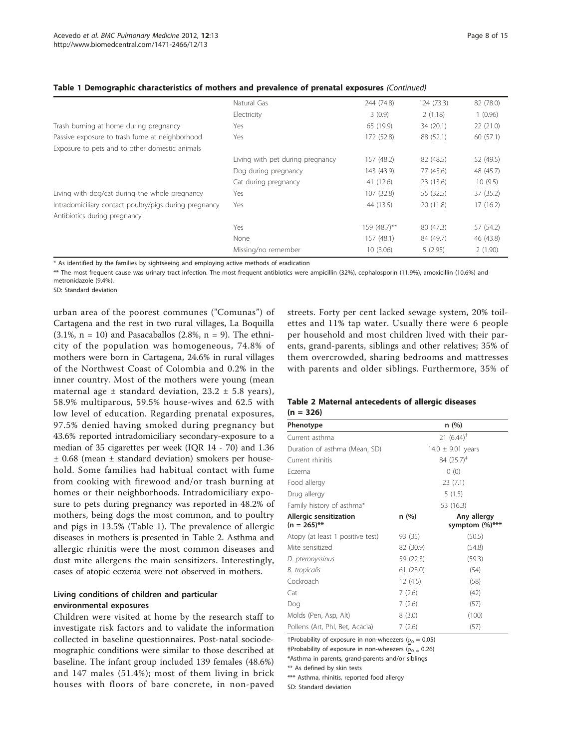**Table 1 Demographic characteristics of mothers and prevalence of prenatal exposures** *(Continued)*

| | | | | |
|---|---|---|---|---|
| | Natural Gas | 244 (74.8) | 124 (73.3) | 82 (78.0) |
| | Electricity | 3 (0.9) | 2 (1.18) | 1 (0.96) |
| Trash burning at home during pregnancy | Yes | 65 (19.9) | 34 (20.1) | 22 (21.0) |
| Passive exposure to trash fume at neighborhood | Yes | 172 (52.8) | 88 (52.1) | 60 (57.1) |
| Exposure to pets and to other domestic animals | | | | |
| | Living with pet during pregnancy | 157 (48.2) | 82 (48.5) | 52 (49.5) |
| | Dog during pregnancy | 143 (43.9) | 77 (45.6) | 48 (45.7) |
| | Cat during pregnancy | 41 (12.6) | 23 (13.6) | 10 (9.5) |
| Living with dog/cat during the whole pregnancy | Yes | 107 (32.8) | 55 (32.5) | 37 (35.2) |
| Intradomiciliary contact poultry/pigs during pregnancy | Yes | 44 (13.5) | 20 (11.8) | 17 (16.2) |
| Antibiotics during pregnancy | | | | |
| | Yes | 159 (48.7)** | 80 (47.3) | 57 (54.2) |
| | None | 157 (48.1) | 84 (49.7) | 46 (43.8) |
| | Missing/no remember | 10 (3.06) | 5 (2.95) | 2 (1.90) |

\* As identified by the families by sightseeing and employing active methods of eradication

** The most frequent cause was urinary tract infection. The most frequent antibiotics were ampicillin (32%), cephalosporin (11.9%), amoxicillin (10.6%) and metronidazole (9.4%).

SD: Standard deviation

urban area of the poorest communes ("Comunas") of Cartagena and the rest in two rural villages, La Boquilla (3.1%, n = 10) and Pasacaballos (2.8%, n = 9). The ethnicity of the population was homogeneous, 74.8% of mothers were born in Cartagena, 24.6% in rural villages of the Northwest Coast of Colombia and 0.2% in the inner country. Most of the mothers were young (mean maternal age ± standard deviation, 23.2 ± 5.8 years), 58.9% multiparous, 59.5% house-wives and 62.5 with low level of education. Regarding prenatal exposures, 97.5% denied having smoked during pregnancy but 43.6% reported intradomiciliary secondary-exposure to a median of 35 cigarettes per week (IQR 14 - 70) and 1.36 ± 0.68 (mean ± standard deviation) smokers per household. Some families had habitual contact with fume from cooking with firewood and/or trash burning at homes or their neighborhoods. Intradomiciliary exposure to pets during pregnancy was reported in 48.2% of mothers, being dogs the most common, and to poultry and pigs in 13.5% (Table 1). The prevalence of allergic diseases in mothers is presented in Table 2. Asthma and allergic rhinitis were the most common diseases and dust mite allergens the main sensitizers. Interestingly, cases of atopic eczema were not observed in mothers.

### Living conditions of children and particular environmental exposures

Children were visited at home by the research staff to investigate risk factors and to validate the information collected in baseline questionnaires. Post-natal sociodemographic conditions were similar to those described at baseline. The infant group included 139 females (48.6%) and 147 males (51.4%); most of them living in brick houses with floors of bare concrete, in non-paved streets. Forty per cent lacked sewage system, 20% toilettes and 11% tap water. Usually there were 6 people per household and most children lived with their parents, grand-parents, siblings and other relatives; 35% of them overcrowded, sharing bedrooms and mattresses with parents and older siblings. Furthermore, 35% of

**Table 2 Maternal antecedents of allergic diseases (n = 326)**

| Phenotype | n (%) | |
|---|---|---|
| Current asthma | 21 (6.44)† | |
| Duration of asthma (Mean, SD) | 14.0 ± 9.01 years | |
| Current rhinitis | 84 (25.7)‡ | |
| Eczema | 0 (0) | |
| Food allergy | 23 (7.1) | |
| Drug allergy | 5 (1.5) | |
| Family history of asthma* | 53 (16.3) | |
| **Allergic sensitization (n = 265)**** | **n (%)** | **Any allergy symptom (%)***** |
| Atopy (at least 1 positive test) | 93 (35) | (50.5) |
| Mite sensitized | 82 (30.9) | (54.8) |
| *D. pteronyssinus* | 59 (22.3) | (59.3) |
| *B. tropicalis* | 61 (23.0) | (54) |
| Cockroach | 12 (4.5) | (58) |
| Cat | 7 (2.6) | (42) |
| Dog | 7 (2.6) | (57) |
| Molds (Pen, Asp, Alt) | 8 (3.0) | (100) |
| Pollens (Art, Phl, Bet, Acacia) | 7 (2.6) | (57) |

†Probability of exposure in non-wheezers ($\rho_0 = 0.05$)

‡Probability of exposure in non-wheezers ($\rho_0 = 0.26$)

\*Asthma in parents, grand-parents and/or siblings

** As defined by skin tests

*** Asthma, rhinitis, reported food allergy

SD: Standard deviation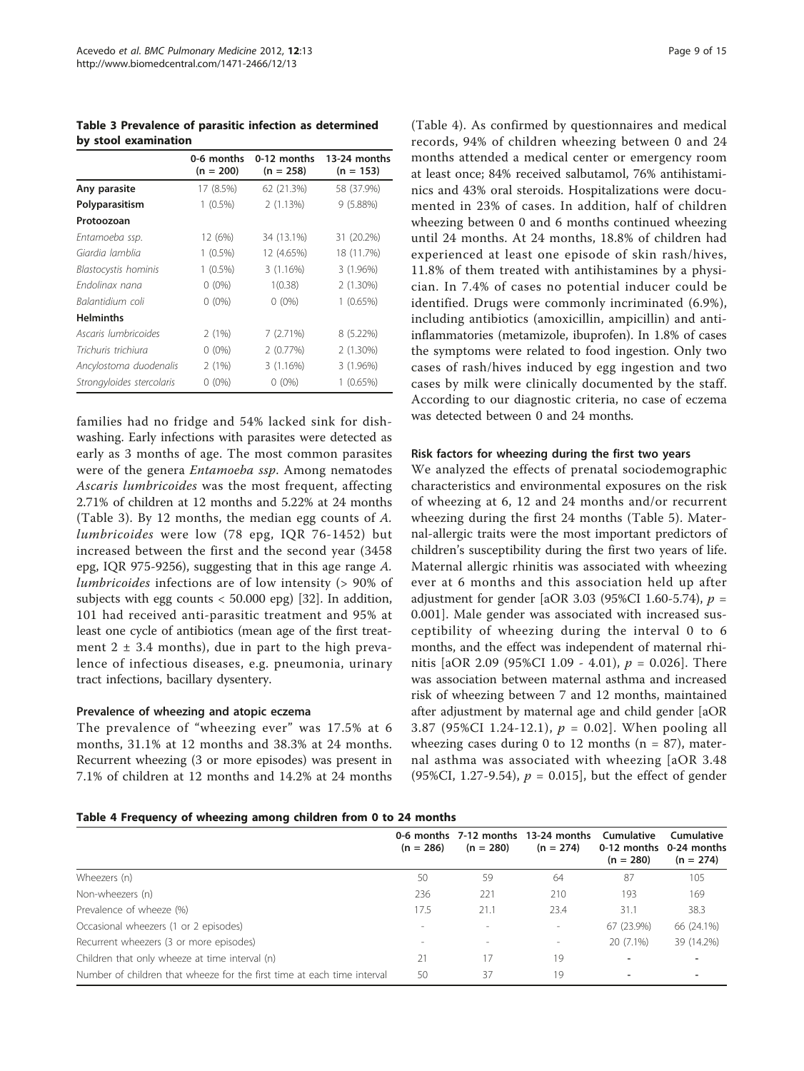**Table 3 Prevalence of parasitic infection as determined by stool examination**

| | 0-6 months (n = 200) | 0-12 months (n = 258) | 13-24 months (n = 153) |
|---|---|---|---|
| **Any parasite** | 17 (8.5%) | 62 (21.3%) | 58 (37.9%) |
| **Polyparasitism** | 1 (0.5%) | 2 (1.13%) | 9 (5.88%) |
| **Protoozoan** | | | |
| *Entamoeba ssp.* | 12 (6%) | 34 (13.1%) | 31 (20.2%) |
| *Giardia lamblia* | 1 (0.5%) | 12 (4.65%) | 18 (11.7%) |
| *Blastocystis hominis* | 1 (0.5%) | 3 (1.16%) | 3 (1.96%) |
| *Endolinax nana* | 0 (0%) | 1(0.38) | 2 (1.30%) |
| *Balantidium coli* | 0 (0%) | 0 (0%) | 1 (0.65%) |
| **Helminths** | | | |
| *Ascaris lumbricoides* | 2 (1%) | 7 (2.71%) | 8 (5.22%) |
| *Trichuris trichiura* | 0 (0%) | 2 (0.77%) | 2 (1.30%) |
| *Ancylostoma duodenalis* | 2 (1%) | 3 (1.16%) | 3 (1.96%) |
| *Strongyloides stercolaris* | 0 (0%) | 0 (0%) | 1 (0.65%) |

families had no fridge and 54% lacked sink for dishwashing. Early infections with parasites were detected as early as 3 months of age. The most common parasites were of the genera *Entamoeba ssp*. Among nematodes *Ascaris lumbricoides* was the most frequent, affecting 2.71% of children at 12 months and 5.22% at 24 months (Table 3). By 12 months, the median egg counts of *A. lumbricoides* were low (78 epg, IQR 76-1452) but increased between the first and the second year (3458 epg, IQR 975-9256), suggesting that in this age range *A. lumbricoides* infections are of low intensity (> 90% of subjects with egg counts < 50.000 epg) [32]. In addition, 101 had received anti-parasitic treatment and 95% at least one cycle of antibiotics (mean age of the first treatment 2 ± 3.4 months), due in part to the high prevalence of infectious diseases, e.g. pneumonia, urinary tract infections, bacillary dysentery.

### Prevalence of wheezing and atopic eczema

The prevalence of "wheezing ever" was 17.5% at 6 months, 31.1% at 12 months and 38.3% at 24 months. Recurrent wheezing (3 or more episodes) was present in 7.1% of children at 12 months and 14.2% at 24 months (Table 4). As confirmed by questionnaires and medical records, 94% of children wheezing between 0 and 24 months attended a medical center or emergency room at least once; 84% received salbutamol, 76% antihistaminics and 43% oral steroids. Hospitalizations were documented in 23% of cases. In addition, half of children wheezing between 0 and 6 months continued wheezing until 24 months. At 24 months, 18.8% of children had experienced at least one episode of skin rash/hives, 11.8% of them treated with antihistamines by a physician. In 7.4% of cases no potential inducer could be identified. Drugs were commonly incriminated (6.9%), including antibiotics (amoxicillin, ampicillin) and anti-inflammatories (metamizole, ibuprofen). In 1.8% of cases the symptoms were related to food ingestion. Only two cases of rash/hives induced by egg ingestion and two cases by milk were clinically documented by the staff. According to our diagnostic criteria, no case of eczema was detected between 0 and 24 months.

### Risk factors for wheezing during the first two years

We analyzed the effects of prenatal sociodemographic characteristics and environmental exposures on the risk of wheezing at 6, 12 and 24 months and/or recurrent wheezing during the first 24 months (Table 5). Maternal-allergic traits were the most important predictors of children's susceptibility during the first two years of life. Maternal allergic rhinitis was associated with wheezing ever at 6 months and this association held up after adjustment for gender [aOR 3.03 (95%CI 1.60-5.74), $p$ = 0.001]. Male gender was associated with increased susceptibility of wheezing during the interval 0 to 6 months, and the effect was independent of maternal rhinitis [aOR 2.09 (95%CI 1.09 - 4.01), $p$ = 0.026]. There was association between maternal asthma and increased risk of wheezing between 7 and 12 months, maintained after adjustment by maternal age and child gender [aOR 3.87 (95%CI 1.24-12.1), $p$ = 0.02]. When pooling all wheezing cases during 0 to 12 months (n = 87), maternal asthma was associated with wheezing [aOR 3.48 (95%CI, 1.27-9.54), $p$ = 0.015], but the effect of gender

**Table 4 Frequency of wheezing among children from 0 to 24 months**

| | 0-6 months (n = 286) | 7-12 months (n = 280) | 13-24 months (n = 274) | Cumulative 0-12 months (n = 280) | Cumulative 0-24 months (n = 274) |
|---|---|---|---|---|---|
| Wheezers (n) | 50 | 59 | 64 | 87 | 105 |
| Non-wheezers (n) | 236 | 221 | 210 | 193 | 169 |
| Prevalence of wheeze (%) | 17.5 | 21.1 | 23.4 | 31.1 | 38.3 |
| Occasional wheezers (1 or 2 episodes) | - | - | - | 67 (23.9%) | 66 (24.1%) |
| Recurrent wheezers (3 or more episodes) | - | - | - | 20 (7.1%) | 39 (14.2%) |
| Children that only wheeze at time interval (n) | 21 | 17 | 19 | - | - |
| Number of children that wheeze for the first time at each time interval | 50 | 37 | 19 | - | - |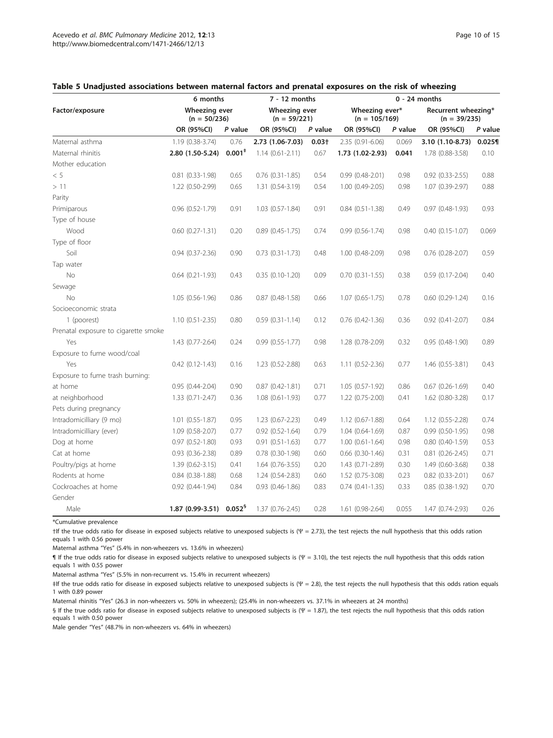**Table 5 Unadjusted associations between maternal factors and prenatal exposures on the risk of wheezing**

| Factor/exposure | 6 months | | 7 - 12 months | | 0 - 24 months | | | |
|---|---|---|---|---|---|---|---|---|
| | Wheezing ever (n = 50/236) | | Wheezing ever (n = 59/221) | | Wheezing ever* (n = 105/169) | | Recurrent wheezing* (n = 39/235) | |
| | OR (95%CI) | *P* value | OR (95%CI) | *P* value | OR (95%CI) | *P* value | OR (95%CI) | *P* value |
| Maternal asthma | 1.19 (0.38-3.74) | 0.76 | **2.73 (1.06-7.03)** | **0.03†** | 2.35 (0.91-6.06) | 0.069 | **3.10 (1.10-8.73)** | **0.025¶** |
| Maternal rhinitis | **2.80 (1.50-5.24)** | **0.001‡** | 1.14 (0.61-2.11) | 0.67 | **1.73 (1.02-2.93)** | **0.041** | 1.78 (0.88-3.58) | 0.10 |
| Mother education | | | | | | | | |
| < 5 | 0.81 (0.33-1.98) | 0.65 | 0.76 (0.31-1.85) | 0.54 | 0.99 (0.48-2.01) | 0.98 | 0.92 (0.33-2.55) | 0.88 |
| > 11 | 1.22 (0.50-2.99) | 0.65 | 1.31 (0.54-3.19) | 0.54 | 1.00 (0.49-2.05) | 0.98 | 1.07 (0.39-2.97) | 0.88 |
| Parity | | | | | | | | |
| Primiparous | 0.96 (0.52-1.79) | 0.91 | 1.03 (0.57-1.84) | 0.91 | 0.84 (0.51-1.38) | 0.49 | 0.97 (0.48-1.93) | 0.93 |
| Type of house | | | | | | | | |
| Wood | 0.60 (0.27-1.31) | 0.20 | 0.89 (0.45-1.75) | 0.74 | 0.99 (0.56-1.74) | 0.98 | 0.40 (0.15-1.07) | 0.069 |
| Type of floor | | | | | | | | |
| Soil | 0.94 (0.37-2.36) | 0.90 | 0.73 (0.31-1.73) | 0.48 | 1.00 (0.48-2.09) | 0.98 | 0.76 (0.28-2.07) | 0.59 |
| Tap water | | | | | | | | |
| No | 0.64 (0.21-1.93) | 0.43 | 0.35 (0.10-1.20) | 0.09 | 0.70 (0.31-1.55) | 0.38 | 0.59 (0.17-2.04) | 0.40 |
| Sewage | | | | | | | | |
| No | 1.05 (0.56-1.96) | 0.86 | 0.87 (0.48-1.58) | 0.66 | 1.07 (0.65-1.75) | 0.78 | 0.60 (0.29-1.24) | 0.16 |
| Socioeconomic strata | | | | | | | | |
| 1 (poorest) | 1.10 (0.51-2.35) | 0.80 | 0.59 (0.31-1.14) | 0.12 | 0.76 (0.42-1.36) | 0.36 | 0.92 (0.41-2.07) | 0.84 |
| Prenatal exposure to cigarette smoke | | | | | | | | |
| Yes | 1.43 (0.77-2.64) | 0.24 | 0.99 (0.55-1.77) | 0.98 | 1.28 (0.78-2.09) | 0.32 | 0.95 (0.48-1.90) | 0.89 |
| Exposure to fume wood/coal | | | | | | | | |
| Yes | 0.42 (0.12-1.43) | 0.16 | 1.23 (0.52-2.88) | 0.63 | 1.11 (0.52-2.36) | 0.77 | 1.46 (0.55-3.81) | 0.43 |
| Exposure to fume trash burning: | | | | | | | | |
| at home | 0.95 (0.44-2.04) | 0.90 | 0.87 (0.42-1.81) | 0.71 | 1.05 (0.57-1.92) | 0.86 | 0.67 (0.26-1.69) | 0.40 |
| at neighborhood | 1.33 (0.71-2.47) | 0.36 | 1.08 (0.61-1.93) | 0.77 | 1.22 (0.75-2.00) | 0.41 | 1.62 (0.80-3.28) | 0.17 |
| Pets during pregnancy | | | | | | | | |
| Intradomicilliary (9 mo) | 1.01 (0.55-1.87) | 0.95 | 1.23 (0.67-2.23) | 0.49 | 1.12 (0.67-1.88) | 0.64 | 1.12 (0.55-2.28) | 0.74 |
| Intradomicilliary (ever) | 1.09 (0.58-2.07) | 0.77 | 0.92 (0.52-1.64) | 0.79 | 1.04 (0.64-1.69) | 0.87 | 0.99 (0.50-1.95) | 0.98 |
| Dog at home | 0.97 (0.52-1.80) | 0.93 | 0.91 (0.51-1.63) | 0.77 | 1.00 (0.61-1.64) | 0.98 | 0.80 (0.40-1.59) | 0.53 |
| Cat at home | 0.93 (0.36-2.38) | 0.89 | 0.78 (0.30-1.98) | 0.60 | 0.66 (0.30-1.46) | 0.31 | 0.81 (0.26-2.45) | 0.71 |
| Poultry/pigs at home | 1.39 (0.62-3.15) | 0.41 | 1.64 (0.76-3.55) | 0.20 | 1.43 (0.71-2.89) | 0.30 | 1.49 (0.60-3.68) | 0.38 |
| Rodents at home | 0.84 (0.38-1.88) | 0.68 | 1.24 (0.54-2.83) | 0.60 | 1.52 (0.75-3.08) | 0.23 | 0.82 (0.33-2.01) | 0.67 |
| Cockroaches at home | 0.92 (0.44-1.94) | 0.84 | 0.93 (0.46-1.86) | 0.83 | 0.74 (0.41-1.35) | 0.33 | 0.85 (0.38-1.92) | 0.70 |
| Gender | | | | | | | | |
| Male | **1.87 (0.99-3.51)** | **0.052§** | 1.37 (0.76-2.45) | 0.28 | 1.61 (0.98-2.64) | 0.055 | 1.47 (0.74-2.93) | 0.26 |

*Cumulative prevalence

†If the true odds ratio for disease in exposed subjects relative to unexposed subjects is (Ψ = 2.73), the test rejects the null hypothesis that this odds ration equals 1 with 0.56 power

Maternal asthma "Yes" (5.4% in non-wheezers vs. 13.6% in wheezers)

¶ If the true odds ratio for disease in exposed subjects relative to unexposed subjects is (Ψ = 3.10), the test rejects the null hypothesis that this odds ration equals 1 with 0.55 power

Maternal asthma "Yes" (5.5% in non-recurrent vs. 15.4% in recurrent wheezers)

‡If the true odds ratio for disease in exposed subjects relative to unexposed subjects is (Ψ = 2.8), the test rejects the null hypothesis that this odds ration equals 1 with 0.89 power

Maternal rhinitis "Yes" (26.3 in non-wheezers vs. 50% in wheezers); (25.4% in non-wheezers vs. 37.1% in wheezers at 24 months)

§ If the true odds ratio for disease in exposed subjects relative to unexposed subjects is (Ψ = 1.87), the test rejects the null hypothesis that this odds ration equals 1 with 0.50 power

Male gender "Yes" (48.7% in non-wheezers vs. 64% in wheezers)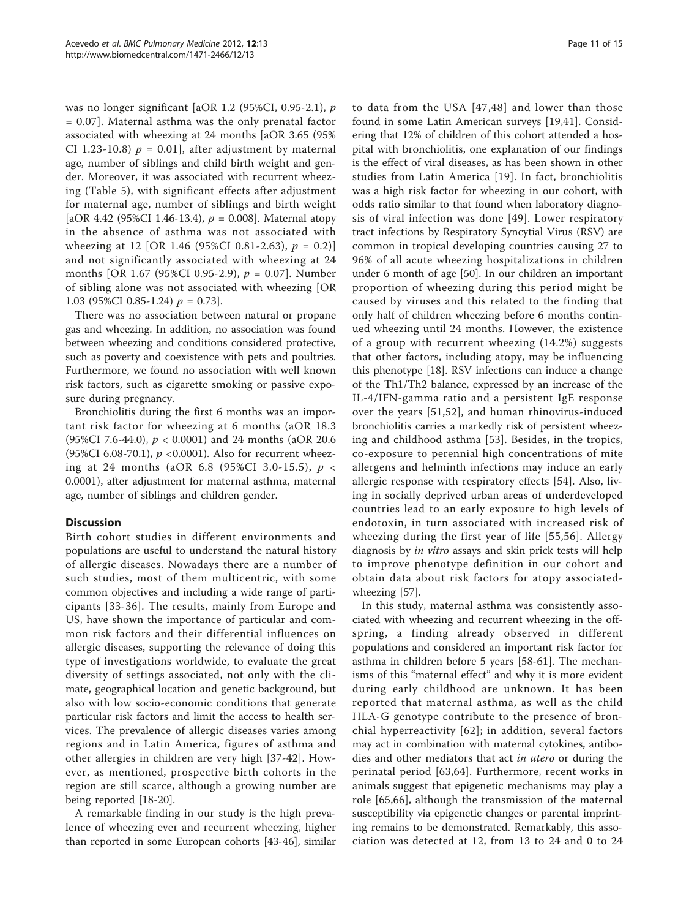was no longer significant [aOR 1.2 (95%CI, 0.95-2.1), $p = 0.07$]. Maternal asthma was the only prenatal factor associated with wheezing at 24 months [aOR 3.65 (95% CI 1.23-10.8) $p = 0.01$], after adjustment by maternal age, number of siblings and child birth weight and gender. Moreover, it was associated with recurrent wheezing (Table 5), with significant effects after adjustment for maternal age, number of siblings and birth weight [aOR 4.42 (95%CI 1.46-13.4), $p = 0.008$]. Maternal atopy in the absence of asthma was not associated with wheezing at 12 [OR 1.46 (95%CI 0.81-2.63), $p = 0.2$)] and not significantly associated with wheezing at 24 months [OR 1.67 (95%CI 0.95-2.9), $p = 0.07$]. Number of sibling alone was not associated with wheezing [OR 1.03 (95%CI 0.85-1.24) $p = 0.73$].

There was no association between natural or propane gas and wheezing. In addition, no association was found between wheezing and conditions considered protective, such as poverty and coexistence with pets and poultries. Furthermore, we found no association with well known risk factors, such as cigarette smoking or passive exposure during pregnancy.

Bronchiolitis during the first 6 months was an important risk factor for wheezing at 6 months (aOR 18.3 (95%CI 7.6-44.0), $p < 0.0001$) and 24 months (aOR 20.6 (95%CI 6.08-70.1), $p < 0.0001$). Also for recurrent wheezing at 24 months (aOR 6.8 (95%CI 3.0-15.5), $p < 0.0001$), after adjustment for maternal asthma, maternal age, number of siblings and children gender.

## Discussion

Birth cohort studies in different environments and populations are useful to understand the natural history of allergic diseases. Nowadays there are a number of such studies, most of them multicentric, with some common objectives and including a wide range of participants [33-36]. The results, mainly from Europe and US, have shown the importance of particular and common risk factors and their differential influences on allergic diseases, supporting the relevance of doing this type of investigations worldwide, to evaluate the great diversity of settings associated, not only with the climate, geographical location and genetic background, but also with low socio-economic conditions that generate particular risk factors and limit the access to health services. The prevalence of allergic diseases varies among regions and in Latin America, figures of asthma and other allergies in children are very high [37-42]. However, as mentioned, prospective birth cohorts in the region are still scarce, although a growing number are being reported [18-20].

A remarkable finding in our study is the high prevalence of wheezing ever and recurrent wheezing, higher than reported in some European cohorts [43-46], similar to data from the USA [47,48] and lower than those found in some Latin American surveys [19,41]. Considering that 12% of children of this cohort attended a hospital with bronchiolitis, one explanation of our findings is the effect of viral diseases, as has been shown in other studies from Latin America [19]. In fact, bronchiolitis was a high risk factor for wheezing in our cohort, with odds ratio similar to that found when laboratory diagnosis of viral infection was done [49]. Lower respiratory tract infections by Respiratory Syncytial Virus (RSV) are common in tropical developing countries causing 27 to 96% of all acute wheezing hospitalizations in children under 6 month of age [50]. In our children an important proportion of wheezing during this period might be caused by viruses and this related to the finding that only half of children wheezing before 6 months continued wheezing until 24 months. However, the existence of a group with recurrent wheezing (14.2%) suggests that other factors, including atopy, may be influencing this phenotype [18]. RSV infections can induce a change of the Th1/Th2 balance, expressed by an increase of the IL-4/IFN-gamma ratio and a persistent IgE response over the years [51,52], and human rhinovirus-induced bronchiolitis carries a markedly risk of persistent wheezing and childhood asthma [53]. Besides, in the tropics, co-exposure to perennial high concentrations of mite allergens and helminth infections may induce an early allergic response with respiratory effects [54]. Also, living in socially deprived urban areas of underdeveloped countries lead to an early exposure to high levels of endotoxin, in turn associated with increased risk of wheezing during the first year of life [55,56]. Allergy diagnosis by *in vitro* assays and skin prick tests will help to improve phenotype definition in our cohort and obtain data about risk factors for atopy associated-wheezing [57].

In this study, maternal asthma was consistently associated with wheezing and recurrent wheezing in the offspring, a finding already observed in different populations and considered an important risk factor for asthma in children before 5 years [58-61]. The mechanisms of this "maternal effect" and why it is more evident during early childhood are unknown. It has been reported that maternal asthma, as well as the child HLA-G genotype contribute to the presence of bronchial hyperreactivity [62]; in addition, several factors may act in combination with maternal cytokines, antibodies and other mediators that act *in utero* or during the perinatal period [63,64]. Furthermore, recent works in animals suggest that epigenetic mechanisms may play a role [65,66], although the transmission of the maternal susceptibility via epigenetic changes or parental imprinting remains to be demonstrated. Remarkably, this association was detected at 12, from 13 to 24 and 0 to 24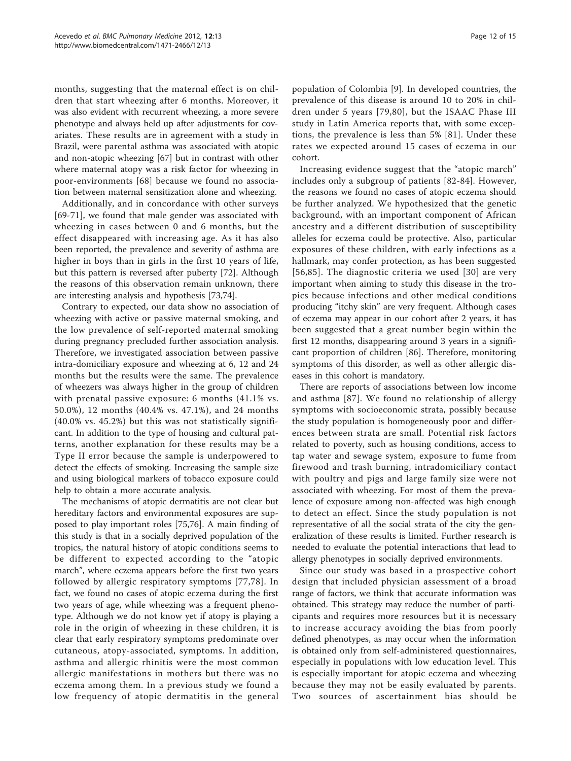months, suggesting that the maternal effect is on children that start wheezing after 6 months. Moreover, it was also evident with recurrent wheezing, a more severe phenotype and always held up after adjustments for covariates. These results are in agreement with a study in Brazil, were parental asthma was associated with atopic and non-atopic wheezing [67] but in contrast with other where maternal atopy was a risk factor for wheezing in poor-environments [68] because we found no association between maternal sensitization alone and wheezing.

Additionally, and in concordance with other surveys [69-71], we found that male gender was associated with wheezing in cases between 0 and 6 months, but the effect disappeared with increasing age. As it has also been reported, the prevalence and severity of asthma are higher in boys than in girls in the first 10 years of life, but this pattern is reversed after puberty [72]. Although the reasons of this observation remain unknown, there are interesting analysis and hypothesis [73,74].

Contrary to expected, our data show no association of wheezing with active or passive maternal smoking, and the low prevalence of self-reported maternal smoking during pregnancy precluded further association analysis. Therefore, we investigated association between passive intra-domiciliary exposure and wheezing at 6, 12 and 24 months but the results were the same. The prevalence of wheezers was always higher in the group of children with prenatal passive exposure: 6 months (41.1% vs. 50.0%), 12 months (40.4% vs. 47.1%), and 24 months (40.0% vs. 45.2%) but this was not statistically significant. In addition to the type of housing and cultural patterns, another explanation for these results may be a Type II error because the sample is underpowered to detect the effects of smoking. Increasing the sample size and using biological markers of tobacco exposure could help to obtain a more accurate analysis.

The mechanisms of atopic dermatitis are not clear but hereditary factors and environmental exposures are supposed to play important roles [75,76]. A main finding of this study is that in a socially deprived population of the tropics, the natural history of atopic conditions seems to be different to expected according to the "atopic march", where eczema appears before the first two years followed by allergic respiratory symptoms [77,78]. In fact, we found no cases of atopic eczema during the first two years of age, while wheezing was a frequent phenotype. Although we do not know yet if atopy is playing a role in the origin of wheezing in these children, it is clear that early respiratory symptoms predominate over cutaneous, atopy-associated, symptoms. In addition, asthma and allergic rhinitis were the most common allergic manifestations in mothers but there was no eczema among them. In a previous study we found a low frequency of atopic dermatitis in the general population of Colombia [9]. In developed countries, the prevalence of this disease is around 10 to 20% in children under 5 years [79,80], but the ISAAC Phase III study in Latin America reports that, with some exceptions, the prevalence is less than 5% [81]. Under these rates we expected around 15 cases of eczema in our cohort.

Increasing evidence suggest that the "atopic march" includes only a subgroup of patients [82-84]. However, the reasons we found no cases of atopic eczema should be further analyzed. We hypothesized that the genetic background, with an important component of African ancestry and a different distribution of susceptibility alleles for eczema could be protective. Also, particular exposures of these children, with early infections as a hallmark, may confer protection, as has been suggested [56,85]. The diagnostic criteria we used [30] are very important when aiming to study this disease in the tropics because infections and other medical conditions producing "itchy skin" are very frequent. Although cases of eczema may appear in our cohort after 2 years, it has been suggested that a great number begin within the first 12 months, disappearing around 3 years in a significant proportion of children [86]. Therefore, monitoring symptoms of this disorder, as well as other allergic diseases in this cohort is mandatory.

There are reports of associations between low income and asthma [87]. We found no relationship of allergy symptoms with socioeconomic strata, possibly because the study population is homogeneously poor and differences between strata are small. Potential risk factors related to poverty, such as housing conditions, access to tap water and sewage system, exposure to fume from firewood and trash burning, intradomiciliary contact with poultry and pigs and large family size were not associated with wheezing. For most of them the prevalence of exposure among non-affected was high enough to detect an effect. Since the study population is not representative of all the social strata of the city the generalization of these results is limited. Further research is needed to evaluate the potential interactions that lead to allergy phenotypes in socially deprived environments.

Since our study was based in a prospective cohort design that included physician assessment of a broad range of factors, we think that accurate information was obtained. This strategy may reduce the number of participants and requires more resources but it is necessary to increase accuracy avoiding the bias from poorly defined phenotypes, as may occur when the information is obtained only from self-administered questionnaires, especially in populations with low education level. This is especially important for atopic eczema and wheezing because they may not be easily evaluated by parents. Two sources of ascertainment bias should be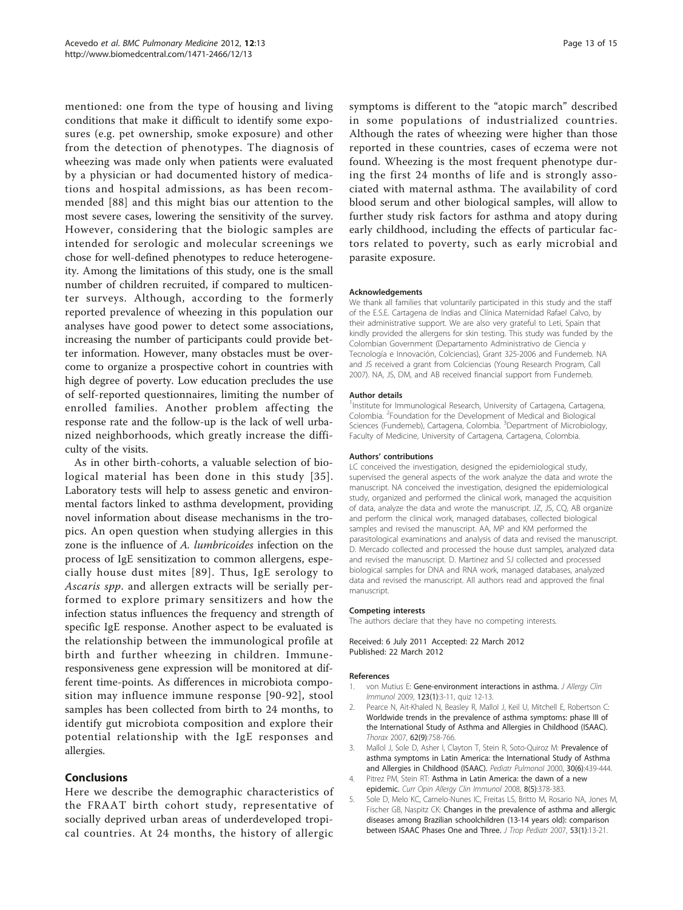mentioned: one from the type of housing and living conditions that make it difficult to identify some exposures (e.g. pet ownership, smoke exposure) and other from the detection of phenotypes. The diagnosis of wheezing was made only when patients were evaluated by a physician or had documented history of medications and hospital admissions, as has been recommended [88] and this might bias our attention to the most severe cases, lowering the sensitivity of the survey. However, considering that the biologic samples are intended for serologic and molecular screenings we chose for well-defined phenotypes to reduce heterogeneity. Among the limitations of this study, one is the small number of children recruited, if compared to multicenter surveys. Although, according to the formerly reported prevalence of wheezing in this population our analyses have good power to detect some associations, increasing the number of participants could provide better information. However, many obstacles must be overcome to organize a prospective cohort in countries with high degree of poverty. Low education precludes the use of self-reported questionnaires, limiting the number of enrolled families. Another problem affecting the response rate and the follow-up is the lack of well urbanized neighborhoods, which greatly increase the difficulty of the visits.

As in other birth-cohorts, a valuable selection of biological material has been done in this study [35]. Laboratory tests will help to assess genetic and environmental factors linked to asthma development, providing novel information about disease mechanisms in the tropics. An open question when studying allergies in this zone is the influence of *A. lumbricoides* infection on the process of IgE sensitization to common allergens, especially house dust mites [89]. Thus, IgE serology to *Ascaris spp*. and allergen extracts will be serially performed to explore primary sensitizers and how the infection status influences the frequency and strength of specific IgE response. Another aspect to be evaluated is the relationship between the immunological profile at birth and further wheezing in children. Immune-responsiveness gene expression will be monitored at different time-points. As differences in microbiota composition may influence immune response [90-92], stool samples has been collected from birth to 24 months, to identify gut microbiota composition and explore their potential relationship with the IgE responses and allergies.

## Conclusions

Here we describe the demographic characteristics of the FRAAT birth cohort study, representative of socially deprived urban areas of underdeveloped tropical countries. At 24 months, the history of allergic symptoms is different to the "atopic march" described in some populations of industrialized countries. Although the rates of wheezing were higher than those reported in these countries, cases of eczema were not found. Wheezing is the most frequent phenotype during the first 24 months of life and is strongly associated with maternal asthma. The availability of cord blood serum and other biological samples, will allow to further study risk factors for asthma and atopy during early childhood, including the effects of particular factors related to poverty, such as early microbial and parasite exposure.

#### Acknowledgements

We thank all families that voluntarily participated in this study and the staff of the E.S.E. Cartagena de Indias and Clínica Maternidad Rafael Calvo, by their administrative support. We are also very grateful to Leti, Spain that kindly provided the allergens for skin testing. This study was funded by the Colombian Government (Departamento Administrativo de Ciencia y Tecnología e Innovación, Colciencias), Grant 325-2006 and Fundemeb. NA and JS received a grant from Colciencias (Young Research Program, Call 2007). NA, JS, DM, and AB received financial support from Fundemeb.

#### Author details

[1]Institute for Immunological Research, University of Cartagena, Cartagena, Colombia. [2]Foundation for the Development of Medical and Biological Sciences (Fundemeb), Cartagena, Colombia. [3]Department of Microbiology, Faculty of Medicine, University of Cartagena, Cartagena, Colombia.

#### Authors' contributions

LC conceived the investigation, designed the epidemiological study, supervised the general aspects of the work analyze the data and wrote the manuscript. NA conceived the investigation, designed the epidemiological study, organized and performed the clinical work, managed the acquisition of data, analyze the data and wrote the manuscript. JZ, JS, CQ, AB organize and perform the clinical work, managed databases, collected biological samples and revised the manuscript. AA, MP and KM performed the parasitological examinations and analysis of data and revised the manuscript. D. Mercado collected and processed the house dust samples, analyzed data and revised the manuscript. D. Martinez and SJ collected and processed biological samples for DNA and RNA work, managed databases, analyzed data and revised the manuscript. All authors read and approved the final manuscript.

#### Competing interests

The authors declare that they have no competing interests.

Received: 6 July 2011 Accepted: 22 March 2012
Published: 22 March 2012

#### References

1. von Mutius E: **Gene-environment interactions in asthma.** *J Allergy Clin Immunol* 2009, **123(1)**:3-11, quiz 12-13.
2. Pearce N, Ait-Khaled N, Beasley R, Mallol J, Keil U, Mitchell E, Robertson C: **Worldwide trends in the prevalence of asthma symptoms: phase III of the International Study of Asthma and Allergies in Childhood (ISAAC).** *Thorax* 2007, **62(9)**:758-766.
3. Mallol J, Sole D, Asher I, Clayton T, Stein R, Soto-Quiroz M: **Prevalence of asthma symptoms in Latin America: the International Study of Asthma and Allergies in Childhood (ISAAC).** *Pediatr Pulmonol* 2000, **30(6)**:439-444.
4. Pitrez PM, Stein RT: **Asthma in Latin America: the dawn of a new epidemic.** *Curr Opin Allergy Clin Immunol* 2008, **8(5)**:378-383.
5. Sole D, Melo KC, Camelo-Nunes IC, Freitas LS, Britto M, Rosario NA, Jones M, Fischer GB, Naspitz CK: **Changes in the prevalence of asthma and allergic diseases among Brazilian schoolchildren (13-14 years old): comparison between ISAAC Phases One and Three.** *J Trop Pediatr* 2007, **53(1)**:13-21.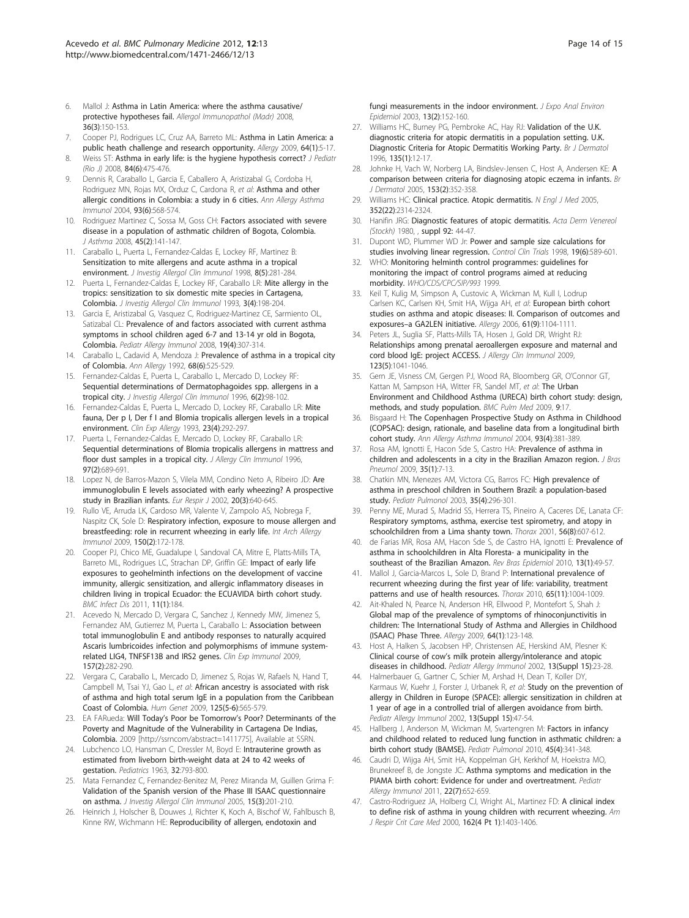6. Mallol J: **Asthma in Latin America: where the asthma causative/protective hypotheses fail.** *Allergol Immunopathol (Madr)* 2008, 36(3):150-153.
7. Cooper PJ, Rodrigues LC, Cruz AA, Barreto ML: **Asthma in Latin America: a public heath challenge and research opportunity.** *Allergy* 2009, 64(1):5-17.
8. Weiss ST: **Asthma in early life: is the hygiene hypothesis correct?** *J Pediatr (Rio J)* 2008, 84(6):475-476.
9. Dennis R, Caraballo L, Garcia E, Caballero A, Aristizabal G, Cordoba H, Rodriguez MN, Rojas MX, Orduz C, Cardona R, *et al*: **Asthma and other allergic conditions in Colombia: a study in 6 cities.** *Ann Allergy Asthma Immunol* 2004, 93(6):568-574.
10. Rodriguez Martinez C, Sossa M, Goss CH: **Factors associated with severe disease in a population of asthmatic children of Bogota, Colombia.** *J Asthma* 2008, 45(2):141-147.
11. Caraballo L, Puerta L, Fernandez-Caldas E, Lockey RF, Martinez B: **Sensitization to mite allergens and acute asthma in a tropical environment.** *J Investig Allergol Clin Immunol* 1998, 8(5):281-284.
12. Puerta L, Fernandez-Caldas E, Lockey RF, Caraballo LR: **Mite allergy in the tropics: sensitization to six domestic mite species in Cartagena, Colombia.** *J Investig Allergol Clin Immunol* 1993, 3(4):198-204.
13. Garcia E, Aristizabal G, Vasquez C, Rodriguez-Martinez CE, Sarmiento OL, Satizabal CL: **Prevalence of and factors associated with current asthma symptoms in school children aged 6-7 and 13-14 yr old in Bogota, Colombia.** *Pediatr Allergy Immunol* 2008, 19(4):307-314.
14. Caraballo L, Cadavid A, Mendoza J: **Prevalence of asthma in a tropical city of Colombia.** *Ann Allergy* 1992, 68(6):525-529.
15. Fernandez-Caldas E, Puerta L, Caraballo L, Mercado D, Lockey RF: **Sequential determinations of Dermatophagoides spp. allergens in a tropical city.** *J Investig Allergol Clin Immunol* 1996, 6(2):98-102.
16. Fernandez-Caldas E, Puerta L, Mercado D, Lockey RF, Caraballo LR: **Mite fauna, Der p I, Der f I and Blomia tropicalis allergen levels in a tropical environment.** *Clin Exp Allergy* 1993, 23(4):292-297.
17. Puerta L, Fernandez-Caldas E, Mercado D, Lockey RF, Caraballo LR: **Sequential determinations of Blomia tropicalis allergens in mattress and floor dust samples in a tropical city.** *J Allergy Clin Immunol* 1996, 97(2):689-691.
18. Lopez N, de Barros-Mazon S, Vilela MM, Condino Neto A, Ribeiro JD: **Are immunoglobulin E levels associated with early wheezing? A prospective study in Brazilian infants.** *Eur Respir J* 2002, 20(3):640-645.
19. Rullo VE, Arruda LK, Cardoso MR, Valente V, Zampolo AS, Nobrega F, Naspitz CK, Sole D: **Respiratory infection, exposure to mouse allergen and breastfeeding: role in recurrent wheezing in early life.** *Int Arch Allergy Immunol* 2009, 150(2):172-178.
20. Cooper PJ, Chico ME, Guadalupe I, Sandoval CA, Mitre E, Platts-Mills TA, Barreto ML, Rodrigues LC, Strachan DP, Griffin GE: **Impact of early life exposures to geohelminth infections on the development of vaccine immunity, allergic sensitization, and allergic inflammatory diseases in children living in tropical Ecuador: the ECUAVIDA birth cohort study.** *BMC Infect Dis* 2011, 11(1):184.
21. Acevedo N, Mercado D, Vergara C, Sanchez J, Kennedy MW, Jimenez S, Fernandez AM, Gutierrez M, Puerta L, Caraballo L: **Association between total immunoglobulin E and antibody responses to naturally acquired Ascaris lumbricoides infection and polymorphisms of immune system-related LIG4, TNFSF13B and IRS2 genes.** *Clin Exp Immunol* 2009, 157(2):282-290.
22. Vergara C, Caraballo L, Mercado D, Jimenez S, Rojas W, Rafaels N, Hand T, Campbell M, Tsai YJ, Gao L, *et al*: **African ancestry is associated with risk of asthma and high total serum IgE in a population from the Caribbean Coast of Colombia.** *Hum Genet* 2009, 125(5-6):565-579.
23. EA FARueda: **Will Today's Poor be Tomorrow's Poor? Determinants of the Poverty and Magnitude of the Vulnerability in Cartagena De Indias, Colombia.** 2009 [http://ssrncom/abstract=1411775], Available at SSRN.
24. Lubchenco LO, Hansman C, Dressler M, Boyd E: **Intrauterine growth as estimated from liveborn birth-weight data at 24 to 42 weeks of gestation.** *Pediatrics* 1963, 32:793-800.
25. Mata Fernandez C, Fernandez-Benitez M, Perez Miranda M, Guillen Grima F: **Validation of the Spanish version of the Phase III ISAAC questionnaire on asthma.** *J Investig Allergol Clin Immunol* 2005, 15(3):201-210.
26. Heinrich J, Holscher B, Douwes J, Richter K, Koch A, Bischof W, Fahlbusch B, Kinne RW, Wichmann HE: **Reproducibility of allergen, endotoxin and fungi measurements in the indoor environment.** *J Expo Anal Environ Epidemiol* 2003, 13(2):152-160.
27. Williams HC, Burney PG, Pembroke AC, Hay RJ: **Validation of the U.K. diagnostic criteria for atopic dermatitis in a population setting. U.K. Diagnostic Criteria for Atopic Dermatitis Working Party.** *Br J Dermatol* 1996, 135(1):12-17.
28. Johnke H, Vach W, Norberg LA, Bindslev-Jensen C, Host A, Andersen KE: **A comparison between criteria for diagnosing atopic eczema in infants.** *Br J Dermatol* 2005, 153(2):352-358.
29. Williams HC: **Clinical practice. Atopic dermatitis.** *N Engl J Med* 2005, 352(22):2314-2324.
30. Hanifin JRG: **Diagnostic features of atopic dermatitis.** *Acta Derm Venereol (Stockh)* 1980, , suppl 92: 44-47.
31. Dupont WD, Plummer WD Jr: **Power and sample size calculations for studies involving linear regression.** *Control Clin Trials* 1998, 19(6):589-601.
32. WHO: **Monitoring helminth control programmes: guidelines for monitoring the impact of control programs aimed at reducing morbidity.** *WHO/CDS/CPC/SIP/993* 1999.
33. Keil T, Kulig M, Simpson A, Custovic A, Wickman M, Kull I, Lodrup Carlsen KC, Carlsen KH, Smit HA, Wijga AH, *et al*: **European birth cohort studies on asthma and atopic diseases: II. Comparison of outcomes and exposures–a GA2LEN initiative.** *Allergy* 2006, 61(9):1104-1111.
34. Peters JL, Suglia SF, Platts-Mills TA, Hosen J, Gold DR, Wright RJ: **Relationships among prenatal aeroallergen exposure and maternal and cord blood IgE: project ACCESS.** *J Allergy Clin Immunol* 2009, 123(5):1041-1046.
35. Gern JE, Visness CM, Gergen PJ, Wood RA, Bloomberg GR, O'Connor GT, Kattan M, Sampson HA, Witter FR, Sandel MT, *et al*: **The Urban Environment and Childhood Asthma (URECA) birth cohort study: design, methods, and study population.** *BMC Pulm Med* 2009, 9:17.
36. Bisgaard H: **The Copenhagen Prospective Study on Asthma in Childhood (COPSAC): design, rationale, and baseline data from a longitudinal birth cohort study.** *Ann Allergy Asthma Immunol* 2004, 93(4):381-389.
37. Rosa AM, Ignotti E, Hacon Sde S, Castro HA: **Prevalence of asthma in children and adolescents in a city in the Brazilian Amazon region.** *J Bras Pneumol* 2009, 35(1):7-13.
38. Chatkin MN, Menezes AM, Victora CG, Barros FC: **High prevalence of asthma in preschool children in Southern Brazil: a population-based study.** *Pediatr Pulmonol* 2003, 35(4):296-301.
39. Penny ME, Murad S, Madrid SS, Herrera TS, Pineiro A, Caceres DE, Lanata CF: **Respiratory symptoms, asthma, exercise test spirometry, and atopy in schoolchildren from a Lima shanty town.** *Thorax* 2001, 56(8):607-612.
40. de Farias MR, Rosa AM, Hacon Sde S, de Castro HA, Ignotti E: **Prevalence of asthma in schoolchildren in Alta Floresta- a municipality in the southeast of the Brazilian Amazon.** *Rev Bras Epidemiol* 2010, 13(1):49-57.
41. Mallol J, Garcia-Marcos L, Sole D, Brand P: **International prevalence of recurrent wheezing during the first year of life: variability, treatment patterns and use of health resources.** *Thorax* 2010, 65(11):1004-1009.
42. Ait-Khaled N, Pearce N, Anderson HR, Ellwood P, Montefort S, Shah J: **Global map of the prevalence of symptoms of rhinoconjunctivitis in children: The International Study of Asthma and Allergies in Childhood (ISAAC) Phase Three.** *Allergy* 2009, 64(1):123-148.
43. Host A, Halken S, Jacobsen HP, Christensen AE, Herskind AM, Plesner K: **Clinical course of cow's milk protein allergy/intolerance and atopic diseases in childhood.** *Pediatr Allergy Immunol* 2002, 13(Suppl 15):23-28.
44. Halmerbauer G, Gartner C, Schier M, Arshad H, Dean T, Koller DY, Karmaus W, Kuehr J, Forster J, Urbanek R, *et al*: **Study on the prevention of allergy in Children in Europe (SPACE): allergic sensitization in children at 1 year of age in a controlled trial of allergen avoidance from birth.** *Pediatr Allergy Immunol* 2002, 13(Suppl 15):47-54.
45. Hallberg J, Anderson M, Wickman M, Svartengren M: **Factors in infancy and childhood related to reduced lung function in asthmatic children: a birth cohort study (BAMSE).** *Pediatr Pulmonol* 2010, 45(4):341-348.
46. Caudri D, Wijga AH, Smit HA, Koppelman GH, Kerkhof M, Hoekstra MO, Brunekreef B, de Jongste JC: **Asthma symptoms and medication in the PIAMA birth cohort: Evidence for under and overtreatment.** *Pediatr Allergy Immunol* 2011, 22(7):652-659.
47. Castro-Rodriguez JA, Holberg CJ, Wright AL, Martinez FD: **A clinical index to define risk of asthma in young children with recurrent wheezing.** *Am J Respir Crit Care Med* 2000, 162(4 Pt 1):1403-1406.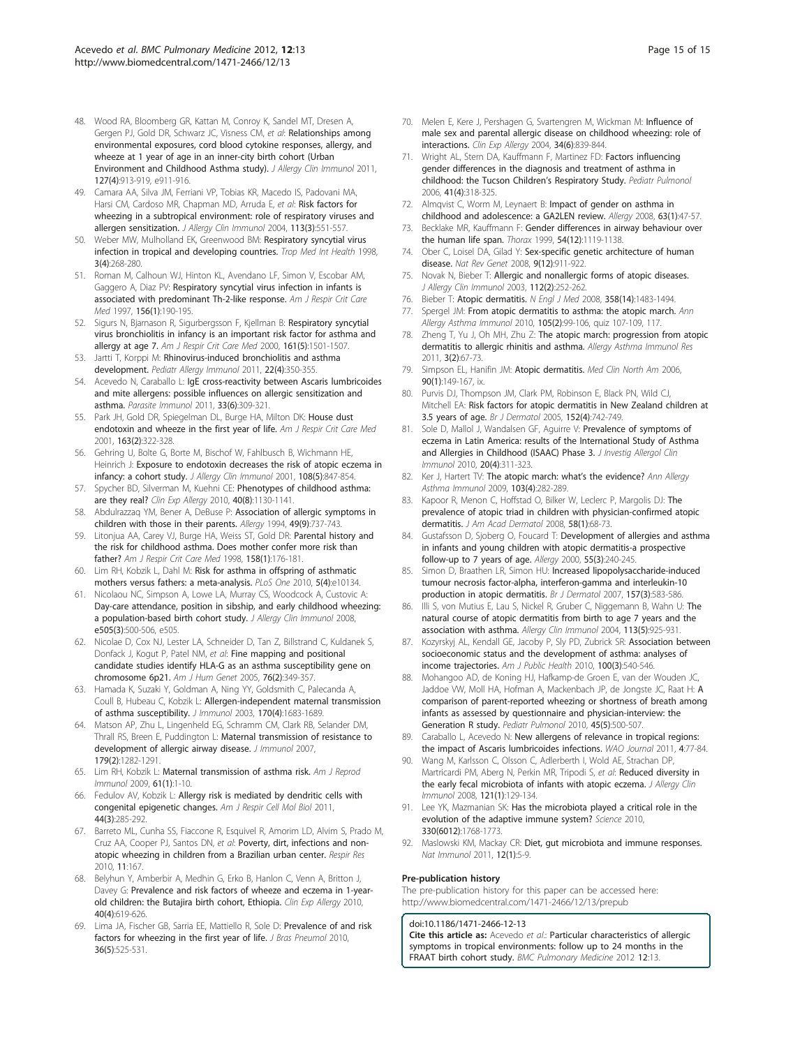48. Wood RA, Bloomberg GR, Kattan M, Conroy K, Sandel MT, Dresen A, Gergen PJ, Gold DR, Schwarz JC, Visness CM, *et al*: Relationships among environmental exposures, cord blood cytokine responses, allergy, and wheeze at 1 year of age in an inner-city birth cohort (Urban Environment and Childhood Asthma study). *J Allergy Clin Immunol* 2011, 127(4):913-919, e911-916.
49. Camara AA, Silva JM, Ferriani VP, Tobias KR, Macedo IS, Padovani MA, Harsi CM, Cardoso MR, Chapman MD, Arruda E, *et al*: Risk factors for wheezing in a subtropical environment: role of respiratory viruses and allergen sensitization. *J Allergy Clin Immunol* 2004, 113(3):551-557.
50. Weber MW, Mulholland EK, Greenwood BM: Respiratory syncytial virus infection in tropical and developing countries. *Trop Med Int Health* 1998, 3(4):268-280.
51. Roman M, Calhoun WJ, Hinton KL, Avendano LF, Simon V, Escobar AM, Gaggero A, Diaz PV: Respiratory syncytial virus infection in infants is associated with predominant Th-2-like response. *Am J Respir Crit Care Med* 1997, 156(1):190-195.
52. Sigurs N, Bjarnason R, Sigurbergsson F, Kjellman B: Respiratory syncytial virus bronchiolitis in infancy is an important risk factor for asthma and allergy at age 7. *Am J Respir Crit Care Med* 2000, 161(5):1501-1507.
53. Jartti T, Korppi M: Rhinovirus-induced bronchiolitis and asthma development. *Pediatr Allergy Immunol* 2011, 22(4):350-355.
54. Acevedo N, Caraballo L: IgE cross-reactivity between Ascaris lumbricoides and mite allergens: possible influences on allergic sensitization and asthma. *Parasite Immunol* 2011, 33(6):309-321.
55. Park JH, Gold DR, Spiegelman DL, Burge HA, Milton DK: House dust endotoxin and wheeze in the first year of life. *Am J Respir Crit Care Med* 2001, 163(2):322-328.
56. Gehring U, Bolte G, Borte M, Bischof W, Fahlbusch B, Wichmann HE, Heinrich J: Exposure to endotoxin decreases the risk of atopic eczema in infancy: a cohort study. *J Allergy Clin Immunol* 2001, 108(5):847-854.
57. Spycher BD, Silverman M, Kuehni CE: Phenotypes of childhood asthma: are they real? *Clin Exp Allergy* 2010, 40(8):1130-1141.
58. Abdulrazzaq YM, Bener A, DeBuse P: Association of allergic symptoms in children with those in their parents. *Allergy* 1994, 49(9):737-743.
59. Litonjua AA, Carey VJ, Burge HA, Weiss ST, Gold DR: Parental history and the risk for childhood asthma. Does mother confer more risk than father? *Am J Respir Crit Care Med* 1998, 158(1):176-181.
60. Lim RH, Kobzik L, Dahl M: Risk for asthma in offspring of asthmatic mothers versus fathers: a meta-analysis. *PLoS One* 2010, 5(4):e10134.
61. Nicolaou NC, Simpson A, Lowe LA, Murray CS, Woodcock A, Custovic A: Day-care attendance, position in sibship, and early childhood wheezing: a population-based birth cohort study. *J Allergy Clin Immunol* 2008, e505(3):500-506, e505.
62. Nicolae D, Cox NJ, Lester LA, Schneider D, Tan Z, Billstrand C, Kuldanek S, Donfack J, Kogut P, Patel NM, *et al*: Fine mapping and positional candidate studies identify HLA-G as an asthma susceptibility gene on chromosome 6p21. *Am J Hum Genet* 2005, 76(2):349-357.
63. Hamada K, Suzaki Y, Goldman A, Ning YY, Goldsmith C, Palecanda A, Coull B, Hubeau C, Kobzik L: Allergen-independent maternal transmission of asthma susceptibility. *J Immunol* 2003, 170(4):1683-1689.
64. Matson AP, Zhu L, Lingenheld EG, Schramm CM, Clark RB, Selander DM, Thrall RS, Breen E, Puddington L: Maternal transmission of resistance to development of allergic airway disease. *J Immunol* 2007, 179(2):1282-1291.
65. Lim RH, Kobzik L: Maternal transmission of asthma risk. *Am J Reprod Immunol* 2009, 61(1):1-10.
66. Fedulov AV, Kobzik L: Allergy risk is mediated by dendritic cells with congenital epigenetic changes. *Am J Respir Cell Mol Biol* 2011, 44(3):285-292.
67. Barreto ML, Cunha SS, Fiaccone R, Esquivel R, Amorim LD, Alvim S, Prado M, Cruz AA, Cooper PJ, Santos DN, *et al*: Poverty, dirt, infections and non-atopic wheezing in children from a Brazilian urban center. *Respir Res* 2010, 11:167.
68. Belyhun Y, Amberbir A, Medhin G, Erko B, Hanlon C, Venn A, Britton J, Davey G: Prevalence and risk factors of wheeze and eczema in 1-year-old children: the Butajira birth cohort, Ethiopia. *Clin Exp Allergy* 2010, 40(4):619-626.
69. Lima JA, Fischer GB, Sarria EE, Mattiello R, Sole D: Prevalence of and risk factors for wheezing in the first year of life. *J Bras Pneumol* 2010, 36(5):525-531.
70. Melen E, Kere J, Pershagen G, Svartengren M, Wickman M: Influence of male sex and parental allergic disease on childhood wheezing: role of interactions. *Clin Exp Allergy* 2004, 34(6):839-844.
71. Wright AL, Stern DA, Kauffmann F, Martinez FD: Factors influencing gender differences in the diagnosis and treatment of asthma in childhood: the Tucson Children's Respiratory Study. *Pediatr Pulmonol* 2006, 41(4):318-325.
72. Almqvist C, Worm M, Leynaert B: Impact of gender on asthma in childhood and adolescence: a GA2LEN review. *Allergy* 2008, 63(1):47-57.
73. Becklake MR, Kauffmann F: Gender differences in airway behaviour over the human life span. *Thorax* 1999, 54(12):1119-1138.
74. Ober C, Loisel DA, Gilad Y: Sex-specific genetic architecture of human disease. *Nat Rev Genet* 2008, 9(12):911-922.
75. Novak N, Bieber T: Allergic and nonallergic forms of atopic diseases. *J Allergy Clin Immunol* 2003, 112(2):252-262.
76. Bieber T: Atopic dermatitis. *N Engl J Med* 2008, 358(14):1483-1494.
77. Spergel JM: From atopic dermatitis to asthma: the atopic march. *Ann Allergy Asthma Immunol* 2010, 105(2):99-106, quiz 107-109, 117.
78. Zheng T, Yu J, Oh MH, Zhu Z: The atopic march: progression from atopic dermatitis to allergic rhinitis and asthma. *Allergy Asthma Immunol Res* 2011, 3(2):67-73.
79. Simpson EL, Hanifin JM: Atopic dermatitis. *Med Clin North Am* 2006, 90(1):149-167, ix.
80. Purvis DJ, Thompson JM, Clark PM, Robinson E, Black PN, Wild CJ, Mitchell EA: Risk factors for atopic dermatitis in New Zealand children at 3.5 years of age. *Br J Dermatol* 2005, 152(4):742-749.
81. Sole D, Mallol J, Wandalsen GF, Aguirre V: Prevalence of symptoms of eczema in Latin America: results of the International Study of Asthma and Allergies in Childhood (ISAAC) Phase 3. *J Investig Allergol Clin Immunol* 2010, 20(4):311-323.
82. Ker J, Hartert TV: The atopic march: what's the evidence? *Ann Allergy Asthma Immunol* 2009, 103(4):282-289.
83. Kapoor R, Menon C, Hoffstad O, Bilker W, Leclerc P, Margolis DJ: The prevalence of atopic triad in children with physician-confirmed atopic dermatitis. *J Am Acad Dermatol* 2008, 58(1):68-73.
84. Gustafsson D, Sjoberg O, Foucard T: Development of allergies and asthma in infants and young children with atopic dermatitis-a prospective follow-up to 7 years of age. *Allergy* 2000, 55(3):240-245.
85. Simon D, Braathen LR, Simon HU: Increased lipopolysaccharide-induced tumour necrosis factor-alpha, interferon-gamma and interleukin-10 production in atopic dermatitis. *Br J Dermatol* 2007, 157(3):583-586.
86. Illi S, von Mutius E, Lau S, Nickel R, Gruber C, Niggemann B, Wahn U: The natural course of atopic dermatitis from birth to age 7 years and the association with asthma. *Allergy Clin Immunol* 2004, 113(5):925-931.
87. Kozyrskyj AL, Kendall GE, Jacoby P, Sly PD, Zubrick SR: Association between socioeconomic status and the development of asthma: analyses of income trajectories. *Am J Public Health* 2010, 100(3):540-546.
88. Mohangoo AD, de Koning HJ, Hafkamp-de Groen E, van der Wouden JC, Jaddoe VW, Moll HA, Hofman A, Mackenbach JP, de Jongste JC, Raat H: A comparison of parent-reported wheezing or shortness of breath among infants as assessed by questionnaire and physician-interview: the Generation R study. *Pediatr Pulmonol* 2010, 45(5):500-507.
89. Caraballo L, Acevedo N: New allergens of relevance in tropical regions: the impact of Ascaris lumbricoides infections. *WAO Journal* 2011, 4:77-84.
90. Wang M, Karlsson C, Olsson C, Adlerberth I, Wold AE, Strachan DP, Martricardi PM, Aberg N, Perkin MR, Tripodi S, *et al*: Reduced diversity in the early fecal microbiota of infants with atopic eczema. *J Allergy Clin Immunol* 2008, 121(1):129-134.
91. Lee YK, Mazmanian SK: Has the microbiota played a critical role in the evolution of the adaptive immune system? *Science* 2010, 330(6012):1768-1773.
92. Maslowski KM, Mackay CR: Diet, gut microbiota and immune responses. *Nat Immunol* 2011, 12(1):5-9.

## Pre-publication history

The pre-publication history for this paper can be accessed here: http://www.biomedcentral.com/1471-2466/12/13/prepub

doi:10.1186/1471-2466-12-13

**Cite this article as:** Acevedo *et al.*: Particular characteristics of allergic symptoms in tropical environments: follow up to 24 months in the FRAAT birth cohort study. *BMC Pulmonary Medicine* 2012 **12**:13.